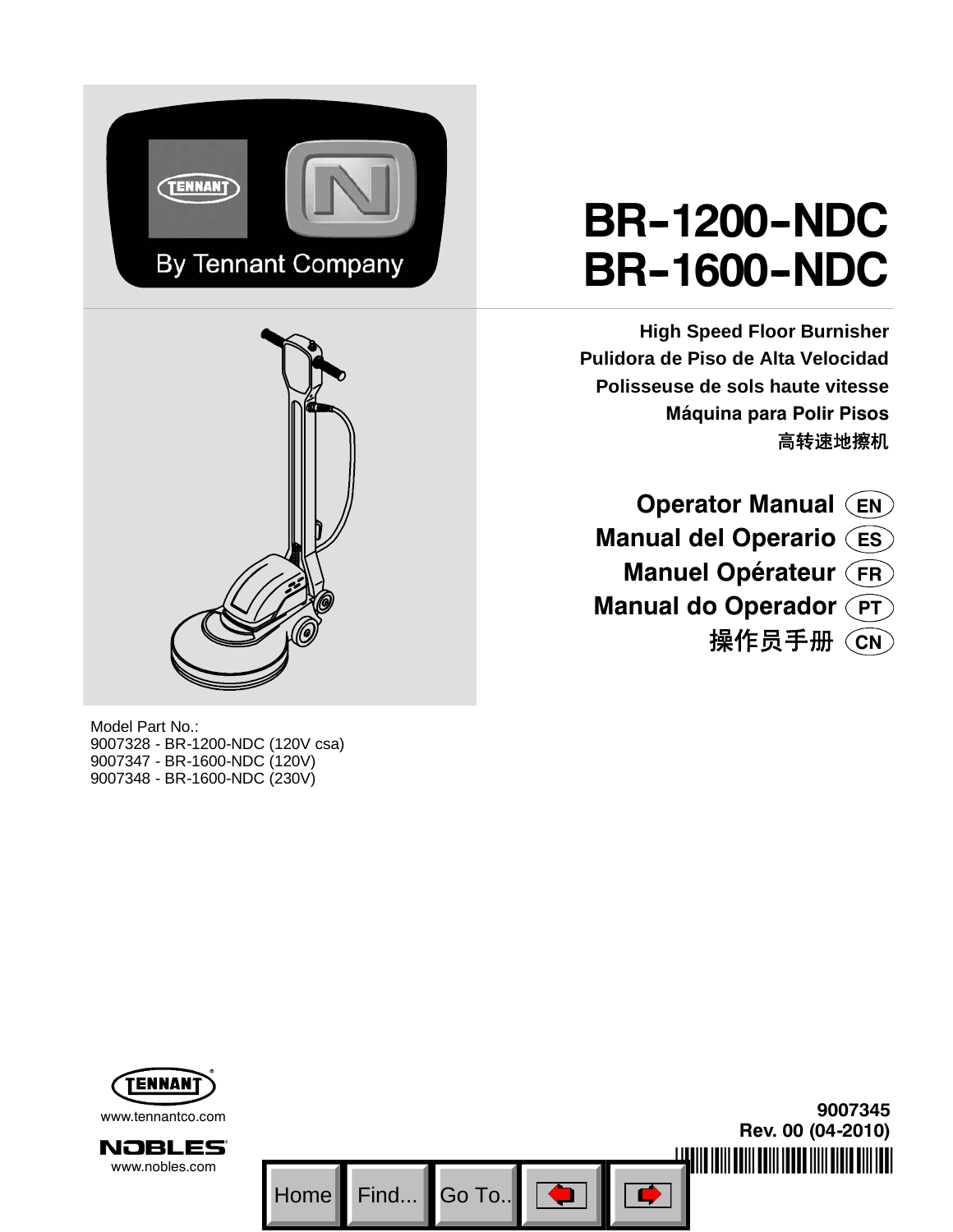# BR-1200-NDC
# BR-1600-NDC

**High Speed Floor Burnisher**
**Pulidora de Piso de Alta Velocidad**
**Polisseuse de sols haute vitesse**
**Máquina para Polir Pisos**
**高转速地擦机**

## Operator Manual (EN)
## Manual del Operario (ES)
## Manuel Opérateur (FR)
## Manual do Operador (PT)
## 操作员手册 (CN)

Model Part No.:
9007328 - BR-1200-NDC (120V csa)
9007347 - BR-1600-NDC (120V)
9007348 - BR-1600-NDC (230V)

By Tennant Company

TENNANT
www.tennantco.com

NOBLES
www.nobles.com

**9007345**
**Rev. 00 (04-2010)**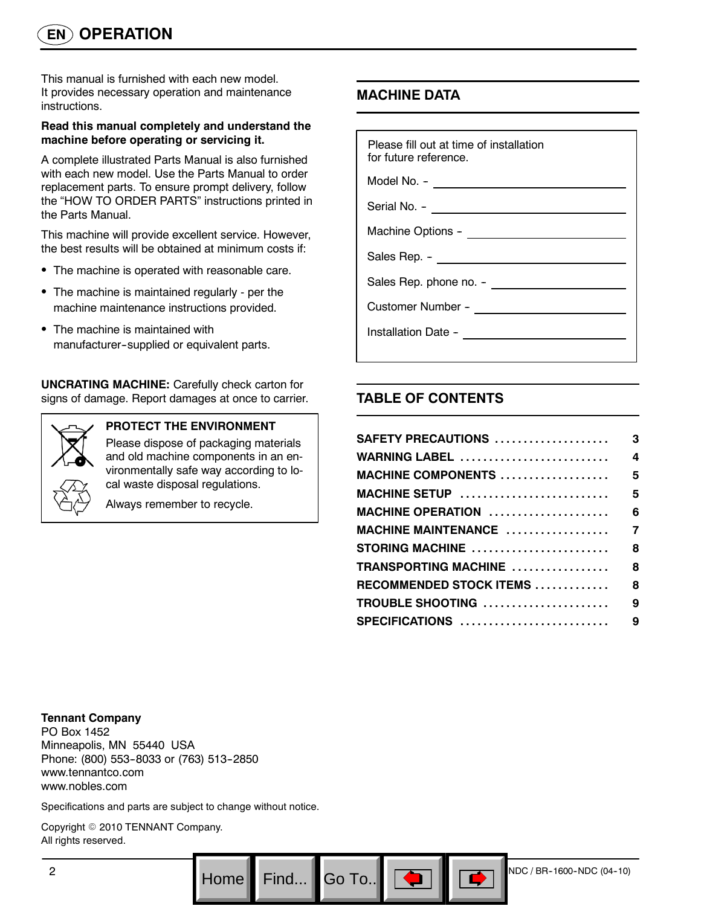# EN OPERATION

This manual is furnished with each new model. It provides necessary operation and maintenance instructions.

**Read this manual completely and understand the machine before operating or servicing it.**

A complete illustrated Parts Manual is also furnished with each new model. Use the Parts Manual to order replacement parts. To ensure prompt delivery, follow the "HOW TO ORDER PARTS" instructions printed in the Parts Manual.

This machine will provide excellent service. However, the best results will be obtained at minimum costs if:

- The machine is operated with reasonable care.
- The machine is maintained regularly - per the machine maintenance instructions provided.
- The machine is maintained with manufacturer-supplied or equivalent parts.

**UNCRATING MACHINE:** Carefully check carton for signs of damage. Report damages at once to carrier.

**PROTECT THE ENVIRONMENT**

Please dispose of packaging materials and old machine components in an environmentally safe way according to local waste disposal regulations.

Always remember to recycle.

## MACHINE DATA

Please fill out at time of installation for future reference.

Model No. - ____________________

Serial No. - ____________________

Machine Options - ____________________

Sales Rep. - ____________________

Sales Rep. phone no. - ____________________

Customer Number - ____________________

Installation Date - ____________________

## TABLE OF CONTENTS

| | |
|---|---|
| SAFETY PRECAUTIONS | 3 |
| WARNING LABEL | 4 |
| MACHINE COMPONENTS | 5 |
| MACHINE SETUP | 5 |
| MACHINE OPERATION | 6 |
| MACHINE MAINTENANCE | 7 |
| STORING MACHINE | 8 |
| TRANSPORTING MACHINE | 8 |
| RECOMMENDED STOCK ITEMS | 8 |
| TROUBLE SHOOTING | 9 |
| SPECIFICATIONS | 9 |

**Tennant Company**
PO Box 1452
Minneapolis, MN 55440 USA
Phone: (800) 553-8033 or (763) 513-2850
www.tennantco.com
www.nobles.com

Specifications and parts are subject to change without notice.

Copyright © 2010 TENNANT Company.
All rights reserved.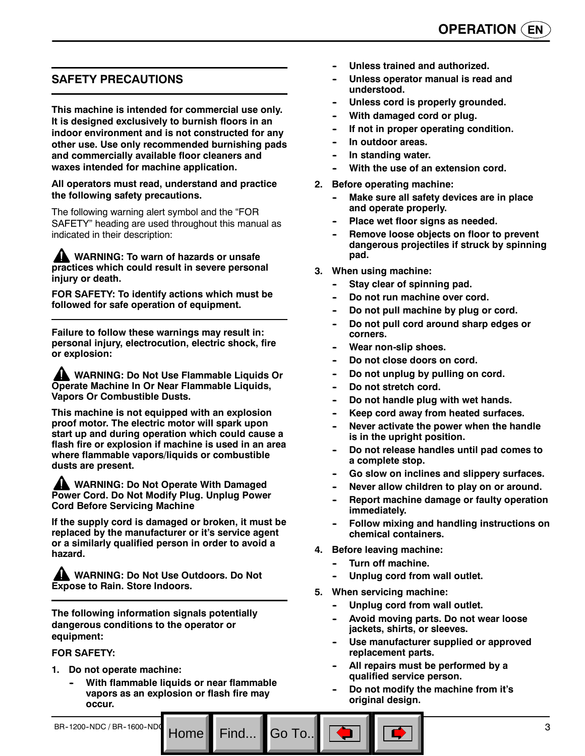## SAFETY PRECAUTIONS

**This machine is intended for commercial use only. It is designed exclusively to burnish floors in an indoor environment and is not constructed for any other use. Use only recommended burnishing pads and commercially available floor cleaners and waxes intended for machine application.**

**All operators must read, understand and practice the following safety precautions.**

The following warning alert symbol and the "FOR SAFETY" heading are used throughout this manual as indicated in their description:

**⚠ WARNING: To warn of hazards or unsafe practices which could result in severe personal injury or death.**

**FOR SAFETY: To identify actions which must be followed for safe operation of equipment.**

**Failure to follow these warnings may result in: personal injury, electrocution, electric shock, fire or explosion:**

**⚠ WARNING: Do Not Use Flammable Liquids Or Operate Machine In Or Near Flammable Liquids, Vapors Or Combustible Dusts.**

**This machine is not equipped with an explosion proof motor. The electric motor will spark upon start up and during operation which could cause a flash fire or explosion if machine is used in an area where flammable vapors/liquids or combustible dusts are present.**

**⚠ WARNING: Do Not Operate With Damaged Power Cord. Do Not Modify Plug. Unplug Power Cord Before Servicing Machine**

**If the supply cord is damaged or broken, it must be replaced by the manufacturer or it's service agent or a similarly qualified person in order to avoid a hazard.**

**⚠ WARNING: Do Not Use Outdoors. Do Not Expose to Rain. Store Indoors.**

**The following information signals potentially dangerous conditions to the operator or equipment:**

**FOR SAFETY:**

1. **Do not operate machine:**
   - **With flammable liquids or near flammable vapors as an explosion or flash fire may occur.**
   - **Unless trained and authorized.**
   - **Unless operator manual is read and understood.**
   - **Unless cord is properly grounded.**
   - **With damaged cord or plug.**
   - **If not in proper operating condition.**
   - **In outdoor areas.**
   - **In standing water.**
   - **With the use of an extension cord.**
2. **Before operating machine:**
   - **Make sure all safety devices are in place and operate properly.**
   - **Place wet floor signs as needed.**
   - **Remove loose objects on floor to prevent dangerous projectiles if struck by spinning pad.**
3. **When using machine:**
   - **Stay clear of spinning pad.**
   - **Do not run machine over cord.**
   - **Do not pull machine by plug or cord.**
   - **Do not pull cord around sharp edges or corners.**
   - **Wear non-slip shoes.**
   - **Do not close doors on cord.**
   - **Do not unplug by pulling on cord.**
   - **Do not stretch cord.**
   - **Do not handle plug with wet hands.**
   - **Keep cord away from heated surfaces.**
   - **Never activate the power when the handle is in the upright position.**
   - **Do not release handles until pad comes to a complete stop.**
   - **Go slow on inclines and slippery surfaces.**
   - **Never allow children to play on or around.**
   - **Report machine damage or faulty operation immediately.**
   - **Follow mixing and handling instructions on chemical containers.**
4. **Before leaving machine:**
   - **Turn off machine.**
   - **Unplug cord from wall outlet.**
5. **When servicing machine:**
   - **Unplug cord from wall outlet.**
   - **Avoid moving parts. Do not wear loose jackets, shirts, or sleeves.**
   - **Use manufacturer supplied or approved replacement parts.**
   - **All repairs must be performed by a qualified service person.**
   - **Do not modify the machine from it's original design.**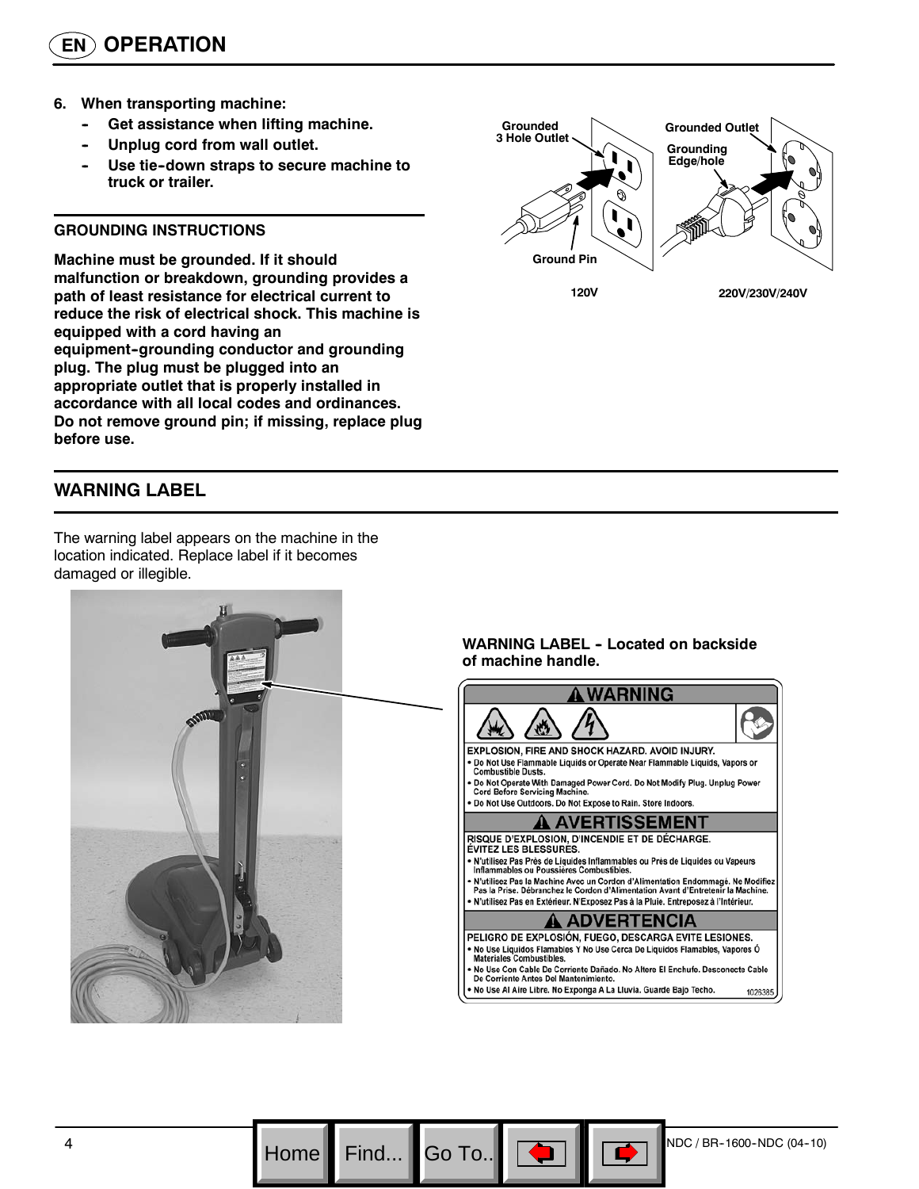# OPERATION

6. **When transporting machine:**
   - **Get assistance when lifting machine.**
   - **Unplug cord from wall outlet.**
   - **Use tie-down straps to secure machine to truck or trailer.**

**GROUNDING INSTRUCTIONS**

**Machine must be grounded. If it should malfunction or breakdown, grounding provides a path of least resistance for electrical current to reduce the risk of electrical shock. This machine is equipped with a cord having an equipment-grounding conductor and grounding plug. The plug must be plugged into an appropriate outlet that is properly installed in accordance with all local codes and ordinances. Do not remove ground pin; if missing, replace plug before use.**

Grounded 3 Hole Outlet

Ground Pin

120V

Grounded Outlet

Grounding Edge/hole

220V/230V/240V

## WARNING LABEL

The warning label appears on the machine in the location indicated. Replace label if it becomes damaged or illegible.

**WARNING LABEL - Located on backside of machine handle.**

**WARNING**

**EXPLOSION, FIRE AND SHOCK HAZARD. AVOID INJURY.**
- Do Not Use Flammable Liquids or Operate Near Flammable Liquids, Vapors or Combustible Dusts.
- Do Not Operate With Damaged Power Cord. Do Not Modify Plug. Unplug Power Cord Before Servicing Machine.
- Do Not Use Outdoors. Do Not Expose to Rain. Store Indoors.

**AVERTISSEMENT**

**RISQUE D'EXPLOSION, D'INCENDIE ET DE DÉCHARGE. ÉVITEZ LES BLESSURES.**
- N'utilisez Pas Près de Liquides Inflammables ou Près de Liquides ou Vapeurs Inflammables ou Poussières Combustibles.
- N'utilisez Pas la Machine Avec un Cordon d'Alimentation Endommagé. Ne Modifiez Pas la Prise. Débranchez le Cordon d'Alimentation Avant d'Entretenir la Machine.
- N'utilisez Pas en Extérieur. N'Exposez Pas à la Pluie. Entreposez à l'Intérieur.

**ADVERTENCIA**

**PELIGRO DE EXPLOSIÓN, FUEGO, DESCARGA EVITE LESIONES.**
- No Use Liquidos Flamables Y No Use Cerca De Liquidos Flamables, Vapores Ó Materiales Combustibles.
- No Use Con Cable De Corriente Dañado. No Altere El Enchufe. Desconecte Cable De Corriente Antes Del Mantenimiento.
- No Use Al Aire Libre. No Exponga A La Lluvia. Guarde Bajo Techo.

1026385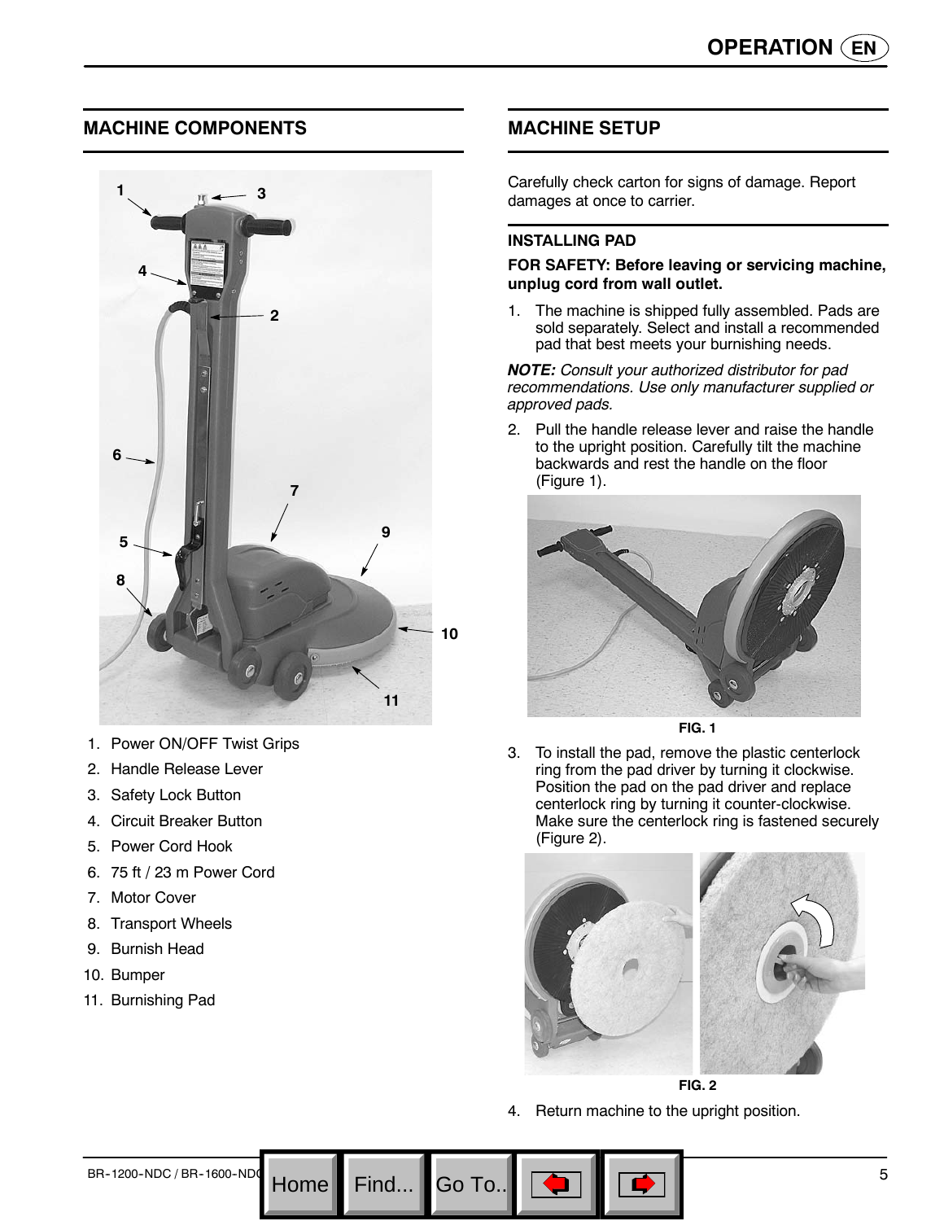## MACHINE COMPONENTS

1. Power ON/OFF Twist Grips
2. Handle Release Lever
3. Safety Lock Button
4. Circuit Breaker Button
5. Power Cord Hook
6. 75 ft / 23 m Power Cord
7. Motor Cover
8. Transport Wheels
9. Burnish Head
10. Bumper
11. Burnishing Pad

## MACHINE SETUP

Carefully check carton for signs of damage. Report damages at once to carrier.

### INSTALLING PAD

**FOR SAFETY: Before leaving or servicing machine, unplug cord from wall outlet.**

1. The machine is shipped fully assembled. Pads are sold separately. Select and install a recommended pad that best meets your burnishing needs.

***NOTE:*** *Consult your authorized distributor for pad recommendations. Use only manufacturer supplied or approved pads.*

2. Pull the handle release lever and raise the handle to the upright position. Carefully tilt the machine backwards and rest the handle on the floor (Figure 1).

FIG. 1

3. To install the pad, remove the plastic centerlock ring from the pad driver by turning it clockwise. Position the pad on the pad driver and replace centerlock ring by turning it counter-clockwise. Make sure the centerlock ring is fastened securely (Figure 2).

FIG. 2

4. Return machine to the upright position.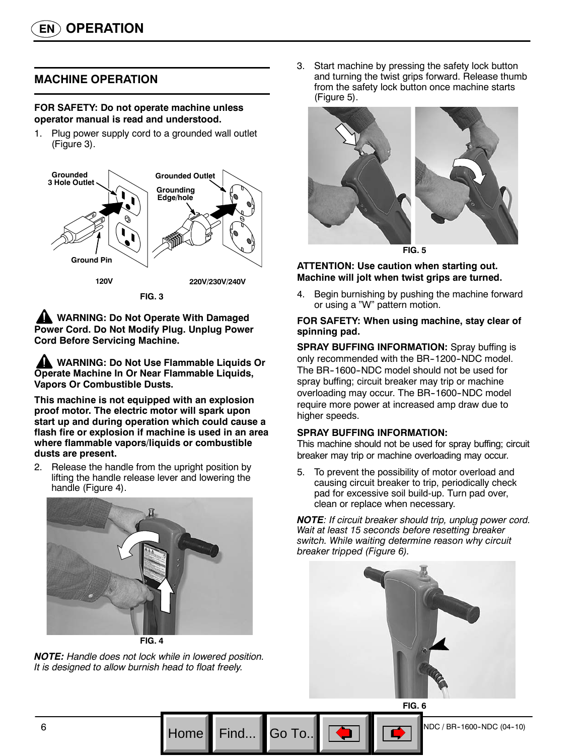# OPERATION

## MACHINE OPERATION

**FOR SAFETY: Do not operate machine unless operator manual is read and understood.**

1. Plug power supply cord to a grounded wall outlet (Figure 3).

Grounded 3 Hole Outlet

Grounded Outlet

Grounding Edge/hole

Ground Pin

120V

220V/230V/240V

FIG. 3

**WARNING: Do Not Operate With Damaged Power Cord. Do Not Modify Plug. Unplug Power Cord Before Servicing Machine.**

**WARNING: Do Not Use Flammable Liquids Or Operate Machine In Or Near Flammable Liquids, Vapors Or Combustible Dusts.**

**This machine is not equipped with an explosion proof motor. The electric motor will spark upon start up and during operation which could cause a flash fire or explosion if machine is used in an area where flammable vapors/liquids or combustible dusts are present.**

2. Release the handle from the upright position by lifting the handle release lever and lowering the handle (Figure 4).

FIG. 4

***NOTE:*** *Handle does not lock while in lowered position. It is designed to allow burnish head to float freely.*

3. Start machine by pressing the safety lock button and turning the twist grips forward. Release thumb from the safety lock button once machine starts (Figure 5).

FIG. 5

**ATTENTION: Use caution when starting out. Machine will jolt when twist grips are turned.**

4. Begin burnishing by pushing the machine forward or using a "W" pattern motion.

**FOR SAFETY: When using machine, stay clear of spinning pad.**

**SPRAY BUFFING INFORMATION:** Spray buffing is only recommended with the BR-1200-NDC model. The BR-1600-NDC model should not be used for spray buffing; circuit breaker may trip or machine overloading may occur. The BR-1600-NDC model require more power at increased amp draw due to higher speeds.

**SPRAY BUFFING INFORMATION:**
This machine should not be used for spray buffing; circuit breaker may trip or machine overloading may occur.

5. To prevent the possibility of motor overload and causing circuit breaker to trip, periodically check pad for excessive soil build-up. Turn pad over, clean or replace when necessary.

***NOTE****: If circuit breaker should trip, unplug power cord. Wait at least 15 seconds before resetting breaker switch. While waiting determine reason why circuit breaker tripped (Figure 6).*

FIG. 6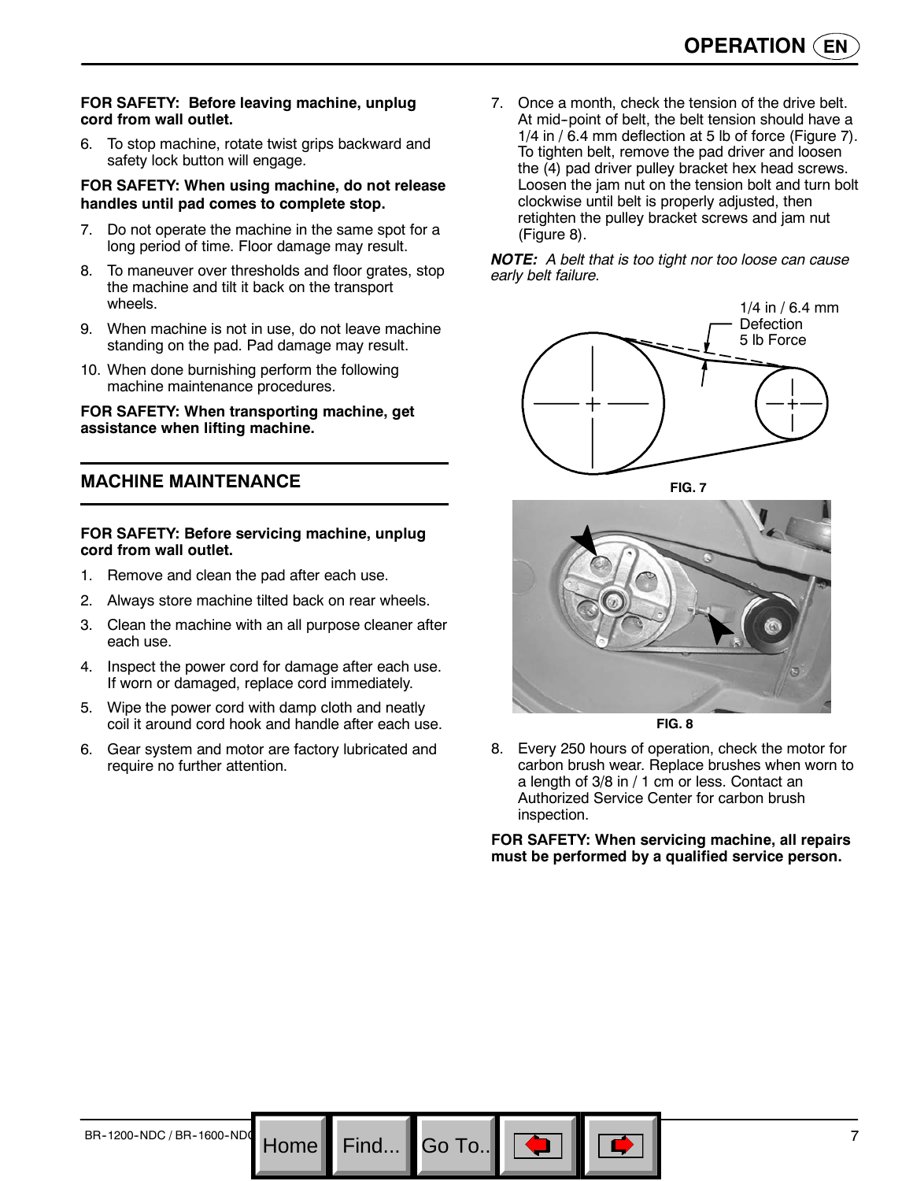**FOR SAFETY: Before leaving machine, unplug cord from wall outlet.**

6. To stop machine, rotate twist grips backward and safety lock button will engage.

**FOR SAFETY: When using machine, do not release handles until pad comes to complete stop.**

7. Do not operate the machine in the same spot for a long period of time. Floor damage may result.
8. To maneuver over thresholds and floor grates, stop the machine and tilt it back on the transport wheels.
9. When machine is not in use, do not leave machine standing on the pad. Pad damage may result.
10. When done burnishing perform the following machine maintenance procedures.

**FOR SAFETY: When transporting machine, get assistance when lifting machine.**

## MACHINE MAINTENANCE

**FOR SAFETY: Before servicing machine, unplug cord from wall outlet.**

1. Remove and clean the pad after each use.
2. Always store machine tilted back on rear wheels.
3. Clean the machine with an all purpose cleaner after each use.
4. Inspect the power cord for damage after each use. If worn or damaged, replace cord immediately.
5. Wipe the power cord with damp cloth and neatly coil it around cord hook and handle after each use.
6. Gear system and motor are factory lubricated and require no further attention.
7. Once a month, check the tension of the drive belt. At mid-point of belt, the belt tension should have a 1/4 in / 6.4 mm deflection at 5 lb of force (Figure 7). To tighten belt, remove the pad driver and loosen the (4) pad driver pulley bracket hex head screws. Loosen the jam nut on the tension bolt and turn bolt clockwise until belt is properly adjusted, then retighten the pulley bracket screws and jam nut (Figure 8).

***NOTE:*** *A belt that is too tight nor too loose can cause early belt failure.*

1/4 in / 6.4 mm
Defection
5 lb Force

FIG. 7

FIG. 8

8. Every 250 hours of operation, check the motor for carbon brush wear. Replace brushes when worn to a length of 3/8 in / 1 cm or less. Contact an Authorized Service Center for carbon brush inspection.

**FOR SAFETY: When servicing machine, all repairs must be performed by a qualified service person.**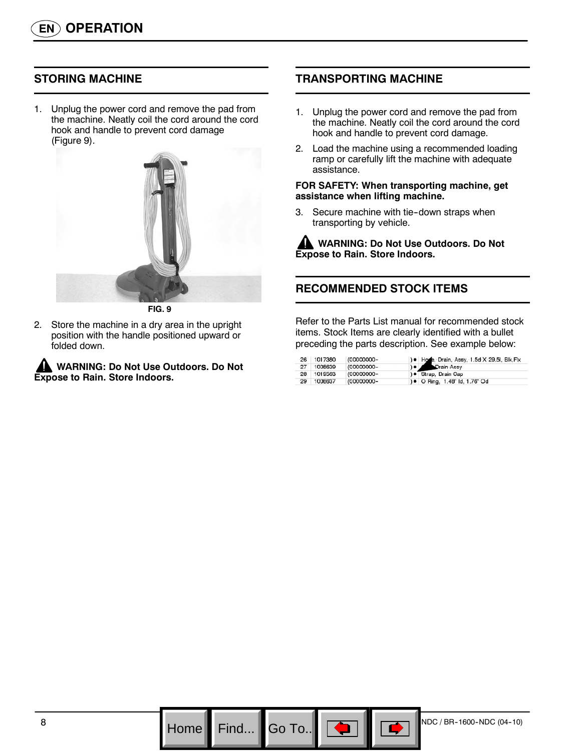# OPERATION

## STORING MACHINE

1. Unplug the power cord and remove the pad from the machine. Neatly coil the cord around the cord hook and handle to prevent cord damage (Figure 9).

FIG. 9

2. Store the machine in a dry area in the upright position with the handle positioned upward or folded down.

**WARNING: Do Not Use Outdoors. Do Not Expose to Rain. Store Indoors.**

## TRANSPORTING MACHINE

1. Unplug the power cord and remove the pad from the machine. Neatly coil the cord around the cord hook and handle to prevent cord damage.
2. Load the machine using a recommended loading ramp or carefully lift the machine with adequate assistance.

**FOR SAFETY: When transporting machine, get assistance when lifting machine.**

3. Secure machine with tie-down straps when transporting by vehicle.

**WARNING: Do Not Use Outdoors. Do Not Expose to Rain. Store Indoors.**

## RECOMMENDED STOCK ITEMS

Refer to the Parts List manual for recommended stock items. Stock Items are clearly identified with a bullet preceding the parts description. See example below:

| | | | | |
|---|---|---|---|---|
| 26 | 1017380 | (00000000- | ) ● | Hose, Drain, Assy, 1.5d X 29.5l, Blk,Fix |
| 27 | 1008639 | (00000000- | ) ● | Drain Assy |
| 28 | 1019563 | (00000000- | ) ● | Strap, Drain Cap |
| 29 | 1008637 | (00000000- | ) ● | O Ring, 1.48" Id, 1.76" Od |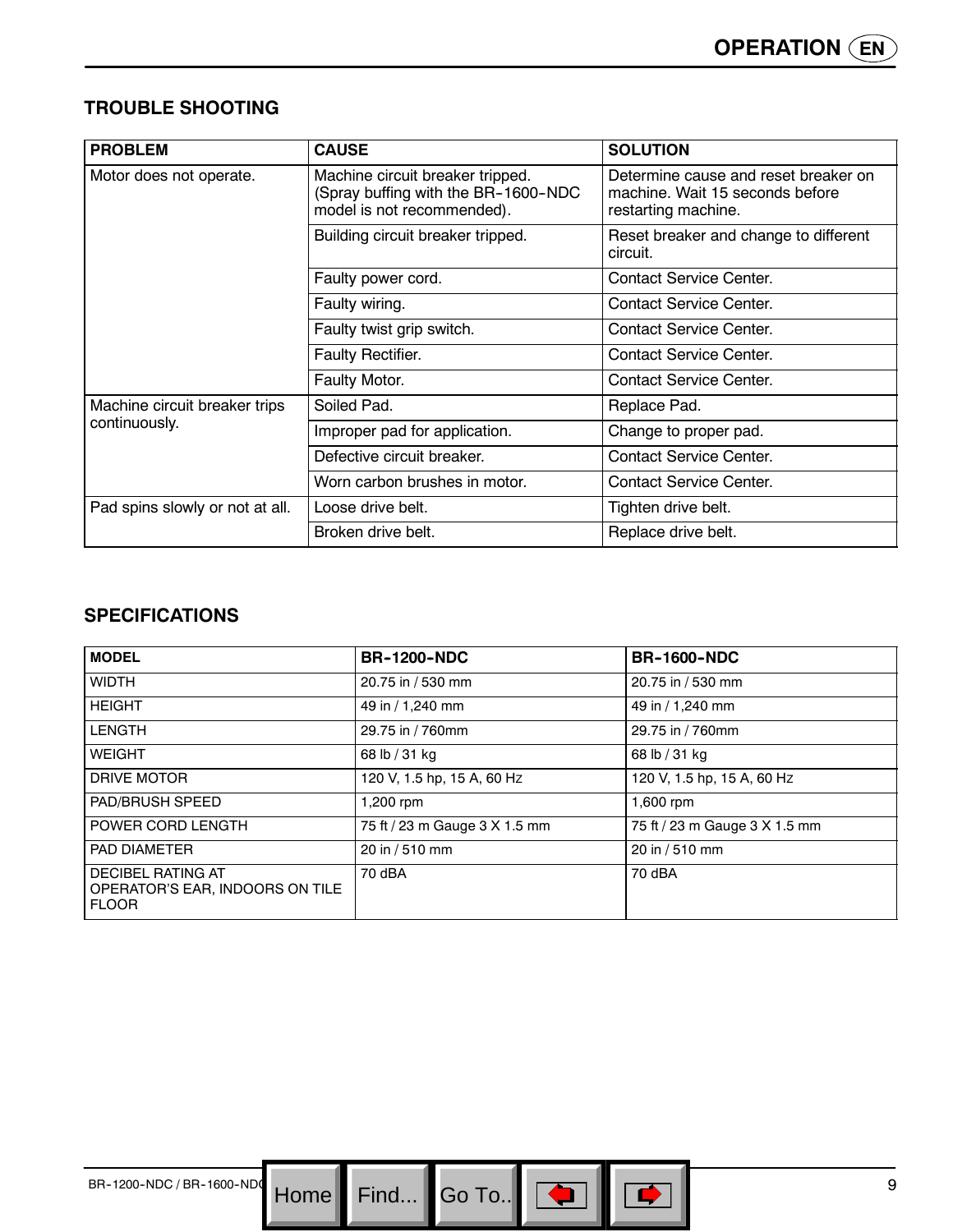## TROUBLE SHOOTING

| PROBLEM | CAUSE | SOLUTION |
|---|---|---|
| Motor does not operate. | Machine circuit breaker tripped. (Spray buffing with the BR-1600-NDC model is not recommended). | Determine cause and reset breaker on machine. Wait 15 seconds before restarting machine. |
| | Building circuit breaker tripped. | Reset breaker and change to different circuit. |
| | Faulty power cord. | Contact Service Center. |
| | Faulty wiring. | Contact Service Center. |
| | Faulty twist grip switch. | Contact Service Center. |
| | Faulty Rectifier. | Contact Service Center. |
| | Faulty Motor. | Contact Service Center. |
| Machine circuit breaker trips continuously. | Soiled Pad. | Replace Pad. |
| | Improper pad for application. | Change to proper pad. |
| | Defective circuit breaker. | Contact Service Center. |
| | Worn carbon brushes in motor. | Contact Service Center. |
| Pad spins slowly or not at all. | Loose drive belt. | Tighten drive belt. |
| | Broken drive belt. | Replace drive belt. |

## SPECIFICATIONS

| MODEL | BR-1200-NDC | BR-1600-NDC |
|---|---|---|
| WIDTH | 20.75 in / 530 mm | 20.75 in / 530 mm |
| HEIGHT | 49 in / 1,240 mm | 49 in / 1,240 mm |
| LENGTH | 29.75 in / 760mm | 29.75 in / 760mm |
| WEIGHT | 68 lb / 31 kg | 68 lb / 31 kg |
| DRIVE MOTOR | 120 V, 1.5 hp, 15 A, 60 Hz | 120 V, 1.5 hp, 15 A, 60 Hz |
| PAD/BRUSH SPEED | 1,200 rpm | 1,600 rpm |
| POWER CORD LENGTH | 75 ft / 23 m Gauge 3 X 1.5 mm | 75 ft / 23 m Gauge 3 X 1.5 mm |
| PAD DIAMETER | 20 in / 510 mm | 20 in / 510 mm |
| DECIBEL RATING AT OPERATOR'S EAR, INDOORS ON TILE FLOOR | 70 dBA | 70 dBA |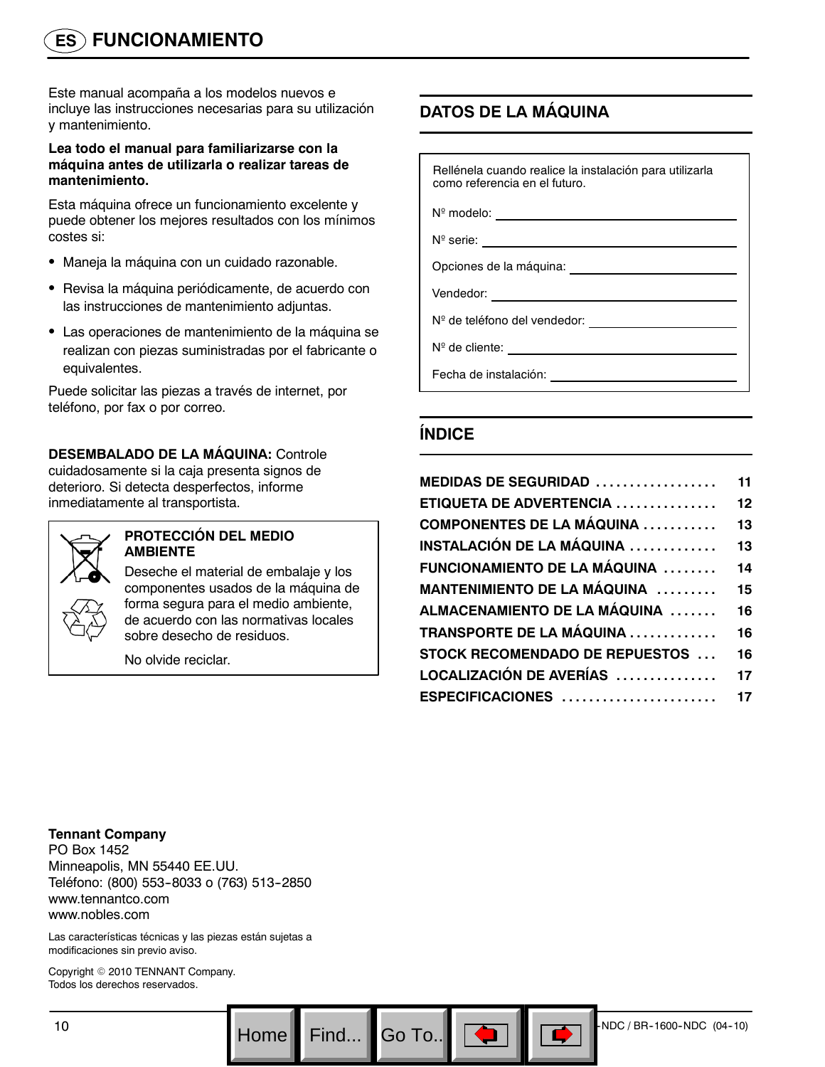# ES FUNCIONAMIENTO

Este manual acompaña a los modelos nuevos e incluye las instrucciones necesarias para su utilización y mantenimiento.

**Lea todo el manual para familiarizarse con la máquina antes de utilizarla o realizar tareas de mantenimiento.**

Esta máquina ofrece un funcionamiento excelente y puede obtener los mejores resultados con los mínimos costes si:

- Maneja la máquina con un cuidado razonable.
- Revisa la máquina periódicamente, de acuerdo con las instrucciones de mantenimiento adjuntas.
- Las operaciones de mantenimiento de la máquina se realizan con piezas suministradas por el fabricante o equivalentes.

Puede solicitar las piezas a través de internet, por teléfono, por fax o por correo.

**DESEMBALADO DE LA MÁQUINA:** Controle cuidadosamente si la caja presenta signos de deterioro. Si detecta desperfectos, informe inmediatamente al transportista.

**PROTECCIÓN DEL MEDIO AMBIENTE**

Deseche el material de embalaje y los componentes usados de la máquina de forma segura para el medio ambiente, de acuerdo con las normativas locales sobre desecho de residuos.

No olvide reciclar.

## DATOS DE LA MÁQUINA

Rellénela cuando realice la instalación para utilizarla como referencia en el futuro.

Nº modelo: ____________________

Nº serie: ____________________

Opciones de la máquina: ____________________

Vendedor: ____________________

Nº de teléfono del vendedor: ____________________

Nº de cliente: ____________________

Fecha de instalación: ____________________

## ÍNDICE

| | |
|---|---|
| **MEDIDAS DE SEGURIDAD** | **11** |
| **ETIQUETA DE ADVERTENCIA** | **12** |
| **COMPONENTES DE LA MÁQUINA** | **13** |
| **INSTALACIÓN DE LA MÁQUINA** | **13** |
| **FUNCIONAMIENTO DE LA MÁQUINA** | **14** |
| **MANTENIMIENTO DE LA MÁQUINA** | **15** |
| **ALMACENAMIENTO DE LA MÁQUINA** | **16** |
| **TRANSPORTE DE LA MÁQUINA** | **16** |
| **STOCK RECOMENDADO DE REPUESTOS** | **16** |
| **LOCALIZACIÓN DE AVERÍAS** | **17** |
| **ESPECIFICACIONES** | **17** |

**Tennant Company**
PO Box 1452
Minneapolis, MN 55440 EE.UU.
Teléfono: (800) 553-8033 o (763) 513-2850
www.tennantco.com
www.nobles.com

Las características técnicas y las piezas están sujetas a modificaciones sin previo aviso.

Copyright © 2010 TENNANT Company.
Todos los derechos reservados.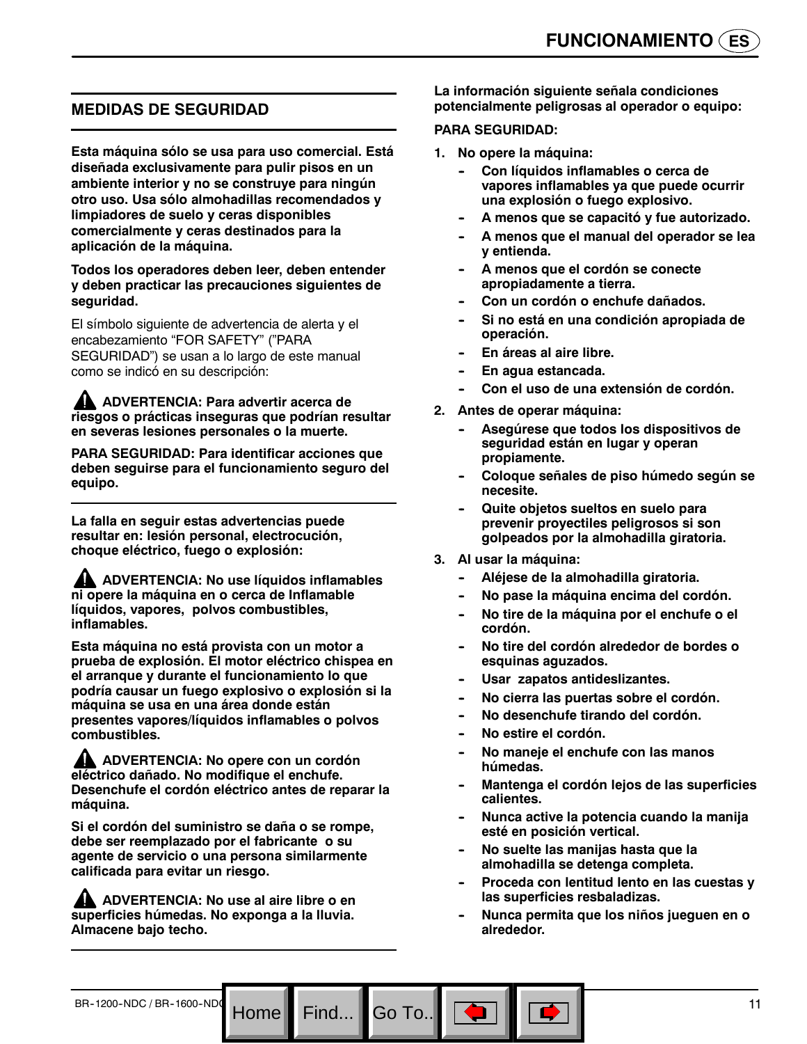## MEDIDAS DE SEGURIDAD

**Esta máquina sólo se usa para uso comercial. Está diseñada exclusivamente para pulir pisos en un ambiente interior y no se construye para ningún otro uso. Usa sólo almohadillas recomendados y limpiadores de suelo y ceras disponibles comercialmente y ceras destinados para la aplicación de la máquina.**

**Todos los operadores deben leer, deben entender y deben practicar las precauciones siguientes de seguridad.**

El símbolo siguiente de advertencia de alerta y el encabezamiento "FOR SAFETY" ("PARA SEGURIDAD") se usan a lo largo de este manual como se indicó en su descripción:

**⚠ ADVERTENCIA: Para advertir acerca de riesgos o prácticas inseguras que podrían resultar en severas lesiones personales o la muerte.**

**PARA SEGURIDAD: Para identificar acciones que deben seguirse para el funcionamiento seguro del equipo.**

---

**La falla en seguir estas advertencias puede resultar en: lesión personal, electrocución, choque eléctrico, fuego o explosión:**

**⚠ ADVERTENCIA: No use líquidos inflamables ni opere la máquina en o cerca de Inflamable líquidos, vapores, polvos combustibles, inflamables.**

**Esta máquina no está provista con un motor a prueba de explosión. El motor eléctrico chispea en el arranque y durante el funcionamiento lo que podría causar un fuego explosivo o explosión si la máquina se usa en una área donde están presentes vapores/líquidos inflamables o polvos combustibles.**

**⚠ ADVERTENCIA: No opere con un cordón eléctrico dañado. No modifique el enchufe. Desenchufe el cordón eléctrico antes de reparar la máquina.**

**Si el cordón del suministro se daña o se rompe, debe ser reemplazado por el fabricante o su agente de servicio o una persona similarmente calificada para evitar un riesgo.**

**⚠ ADVERTENCIA: No use al aire libre o en superficies húmedas. No exponga a la lluvia. Almacene bajo techo.**

---

**La información siguiente señala condiciones potencialmente peligrosas al operador o equipo:**

**PARA SEGURIDAD:**

1. **No opere la máquina:**
   - **Con líquidos inflamables o cerca de vapores inflamables ya que puede ocurrir una explosión o fuego explosivo.**
   - **A menos que se capacitó y fue autorizado.**
   - **A menos que el manual del operador se lea y entienda.**
   - **A menos que el cordón se conecte apropiadamente a tierra.**
   - **Con un cordón o enchufe dañados.**
   - **Si no está en una condición apropiada de operación.**
   - **En áreas al aire libre.**
   - **En agua estancada.**
   - **Con el uso de una extensión de cordón.**
2. **Antes de operar máquina:**
   - **Asegúrese que todos los dispositivos de seguridad están en lugar y operan propiamente.**
   - **Coloque señales de piso húmedo según se necesite.**
   - **Quite objetos sueltos en suelo para prevenir proyectiles peligrosos si son golpeados por la almohadilla giratoria.**
3. **Al usar la máquina:**
   - **Aléjese de la almohadilla giratoria.**
   - **No pase la máquina encima del cordón.**
   - **No tire de la máquina por el enchufe o el cordón.**
   - **No tire del cordón alrededor de bordes o esquinas aguzados.**
   - **Usar zapatos antideslizantes.**
   - **No cierra las puertas sobre el cordón.**
   - **No desenchufe tirando del cordón.**
   - **No estire el cordón.**
   - **No maneje el enchufe con las manos húmedas.**
   - **Mantenga el cordón lejos de las superficies calientes.**
   - **Nunca active la potencia cuando la manija esté en posición vertical.**
   - **No suelte las manijas hasta que la almohadilla se detenga completa.**
   - **Proceda con lentitud lento en las cuestas y las superficies resbaladizas.**
   - **Nunca permita que los niños jueguen en o alrededor.**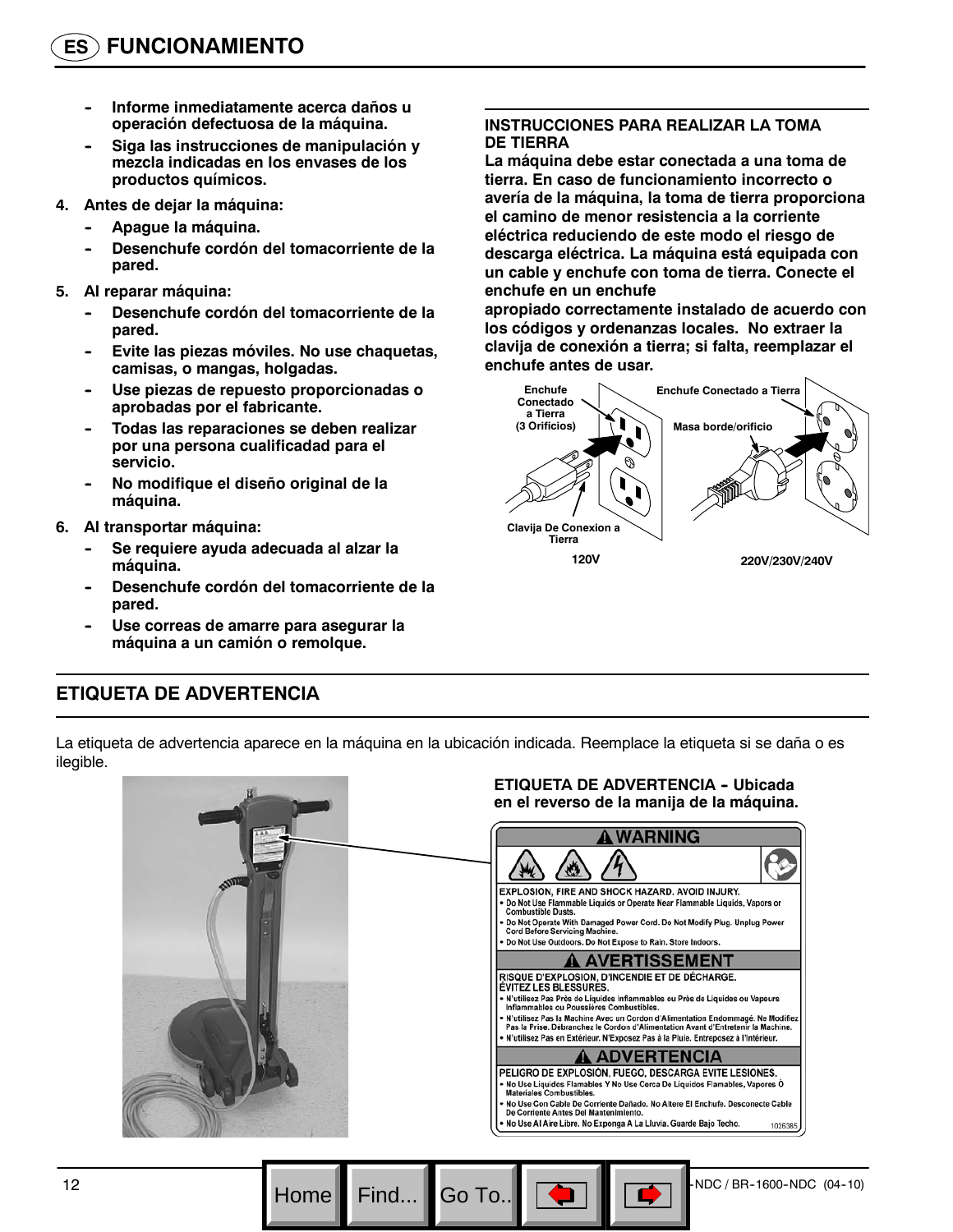## FUNCIONAMIENTO

- Informe inmediatamente acerca daños u operación defectuosa de la máquina.
- Siga las instrucciones de manipulación y mezcla indicadas en los envases de los productos químicos.

4. **Antes de dejar la máquina:**
   - Apague la máquina.
   - Desenchufe cordón del tomacorriente de la pared.
5. **Al reparar máquina:**
   - Desenchufe cordón del tomacorriente de la pared.
   - Evite las piezas móviles. No use chaquetas, camisas, o mangas, holgadas.
   - Use piezas de repuesto proporcionadas o aprobadas por el fabricante.
   - Todas las reparaciones se deben realizar por una persona cualificadad para el servicio.
   - No modifique el diseño original de la máquina.
6. **Al transportar máquina:**
   - Se requiere ayuda adecuada al alzar la máquina.
   - Desenchufe cordón del tomacorriente de la pared.
   - Use correas de amarre para asegurar la máquina a un camión o remolque.

### INSTRUCCIONES PARA REALIZAR LA TOMA DE TIERRA

**La máquina debe estar conectada a una toma de tierra. En caso de funcionamiento incorrecto o avería de la máquina, la toma de tierra proporciona el camino de menor resistencia a la corriente eléctrica reduciendo de este modo el riesgo de descarga eléctrica. La máquina está equipada con un cable y enchufe con toma de tierra. Conecte el enchufe en un enchufe apropiado correctamente instalado de acuerdo con los códigos y ordenanzas locales. No extraer la clavija de conexión a tierra; si falta, reemplazar el enchufe antes de usar.**

Enchufe Conectado a Tierra (3 Orificios)

Clavija De Conexion a Tierra

120V

Enchufe Conectado a Tierra

Masa borde/orificio

220V/230V/240V

## ETIQUETA DE ADVERTENCIA

La etiqueta de advertencia aparece en la máquina en la ubicación indicada. Reemplace la etiqueta si se daña o es ilegible.

**ETIQUETA DE ADVERTENCIA - Ubicada en el reverso de la manija de la máquina.**

**WARNING**

EXPLOSION, FIRE AND SHOCK HAZARD. AVOID INJURY.
- Do Not Use Flammable Liquids or Operate Near Flammable Liquids, Vapors or Combustible Dusts.
- Do Not Operate With Damaged Power Cord. Do Not Modify Plug. Unplug Power Cord Before Servicing Machine.
- Do Not Use Outdoors. Do Not Expose to Rain. Store Indoors.

**AVERTISSEMENT**

RISQUE D'EXPLOSION, D'INCENDIE ET DE DÉCHARGE. ÉVITEZ LES BLESSURES.
- N'utilisez Pas Près de Liquides Inflammables ou Près de Liquides ou Vapeurs Inflammables ou Poussières Combustibles.
- N'utilisez Pas la Machine Avec un Cordon d'Alimentation Endommagé. Ne Modifiez Pas la Frise. Débranchez le Cordon d'Alimentation Avant d'Entretenir la Machine.
- N'utilisez Pas en Extérieur. N'Exposez Pas à la Pluie. Entreposez à l'Intérieur.

**ADVERTENCIA**

PELIGRO DE EXPLOSIÓN, FUEGO, DESCARGA EVITE LESIONES.
- No Use Liquidos Flamables Y No Use Cerca De Liquidos Flamables, Vapores Ó Materiales Combustibles.
- No Use Con Cable De Corriente Dañado. No Altere El Enchufe. Desconecte Cable De Corriente Antes Del Mantenimiento.
- No Use Al Aire Libre. No Exponga A La Lluvia. Guarde Bajo Techo.

1026385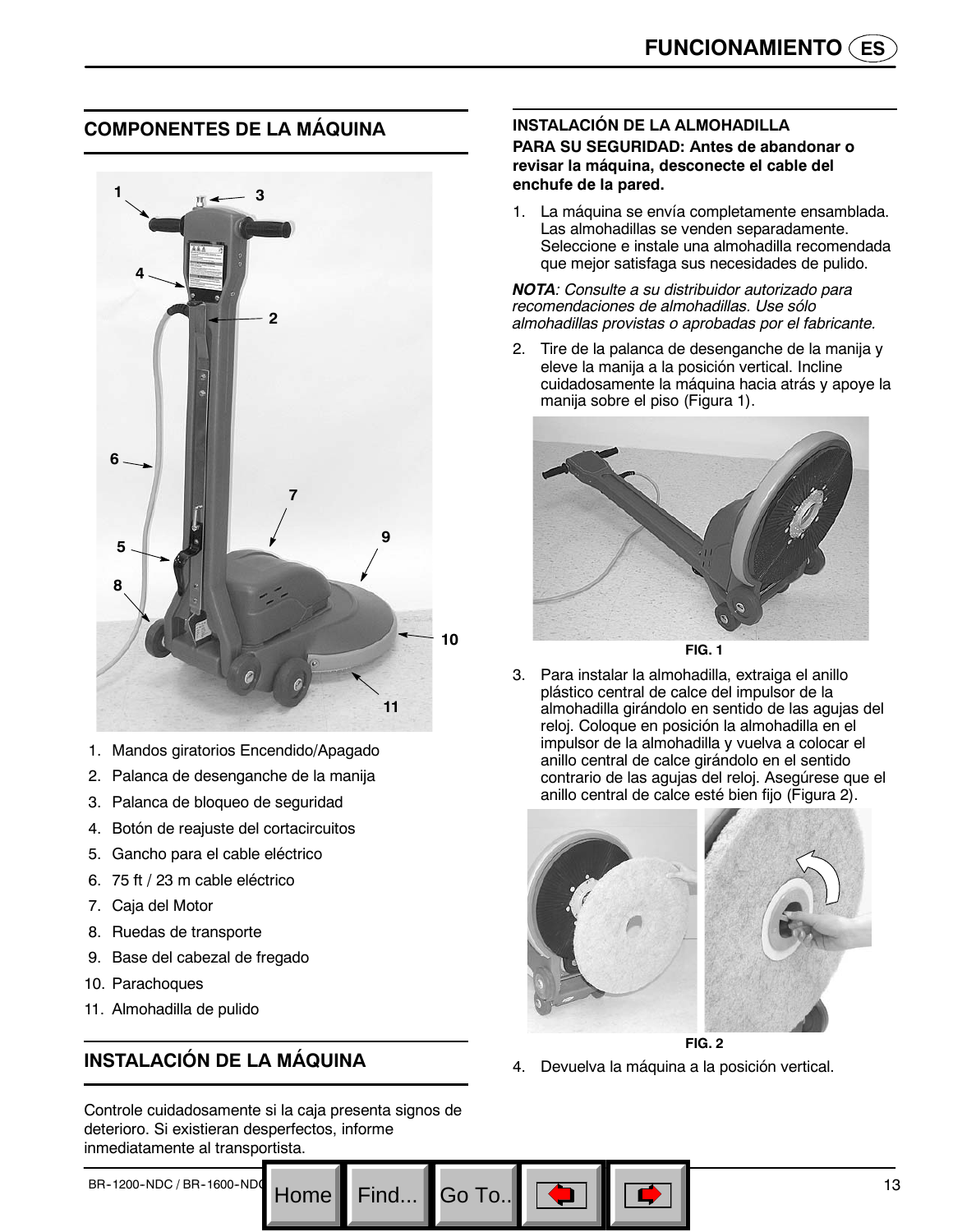## COMPONENTES DE LA MÁQUINA

1. Mandos giratorios Encendido/Apagado
2. Palanca de desenganche de la manija
3. Palanca de bloqueo de seguridad
4. Botón de reajuste del cortacircuitos
5. Gancho para el cable eléctrico
6. 75 ft / 23 m cable eléctrico
7. Caja del Motor
8. Ruedas de transporte
9. Base del cabezal de fregado
10. Parachoques
11. Almohadilla de pulido

## INSTALACIÓN DE LA MÁQUINA

Controle cuidadosamente si la caja presenta signos de deterioro. Si existieran desperfectos, informe inmediatamente al transportista.

### INSTALACIÓN DE LA ALMOHADILLA

**PARA SU SEGURIDAD: Antes de abandonar o revisar la máquina, desconecte el cable del enchufe de la pared.**

1. La máquina se envía completamente ensamblada. Las almohadillas se venden separadamente. Seleccione e instale una almohadilla recomendada que mejor satisfaga sus necesidades de pulido.

***NOTA**: Consulte a su distribuidor autorizado para recomendaciones de almohadillas. Use sólo almohadillas provistas o aprobadas por el fabricante.*

2. Tire de la palanca de desenganche de la manija y eleve la manija a la posición vertical. Incline cuidadosamente la máquina hacia atrás y apoye la manija sobre el piso (Figura 1).

FIG. 1

3. Para instalar la almohadilla, extraiga el anillo plástico central de calce del impulsor de la almohadilla girándolo en sentido de las agujas del reloj. Coloque en posición la almohadilla en el impulsor de la almohadilla y vuelva a colocar el anillo central de calce girándolo en el sentido contrario de las agujas del reloj. Asegúrese que el anillo central de calce esté bien fijo (Figura 2).

FIG. 2

4. Devuelva la máquina a la posición vertical.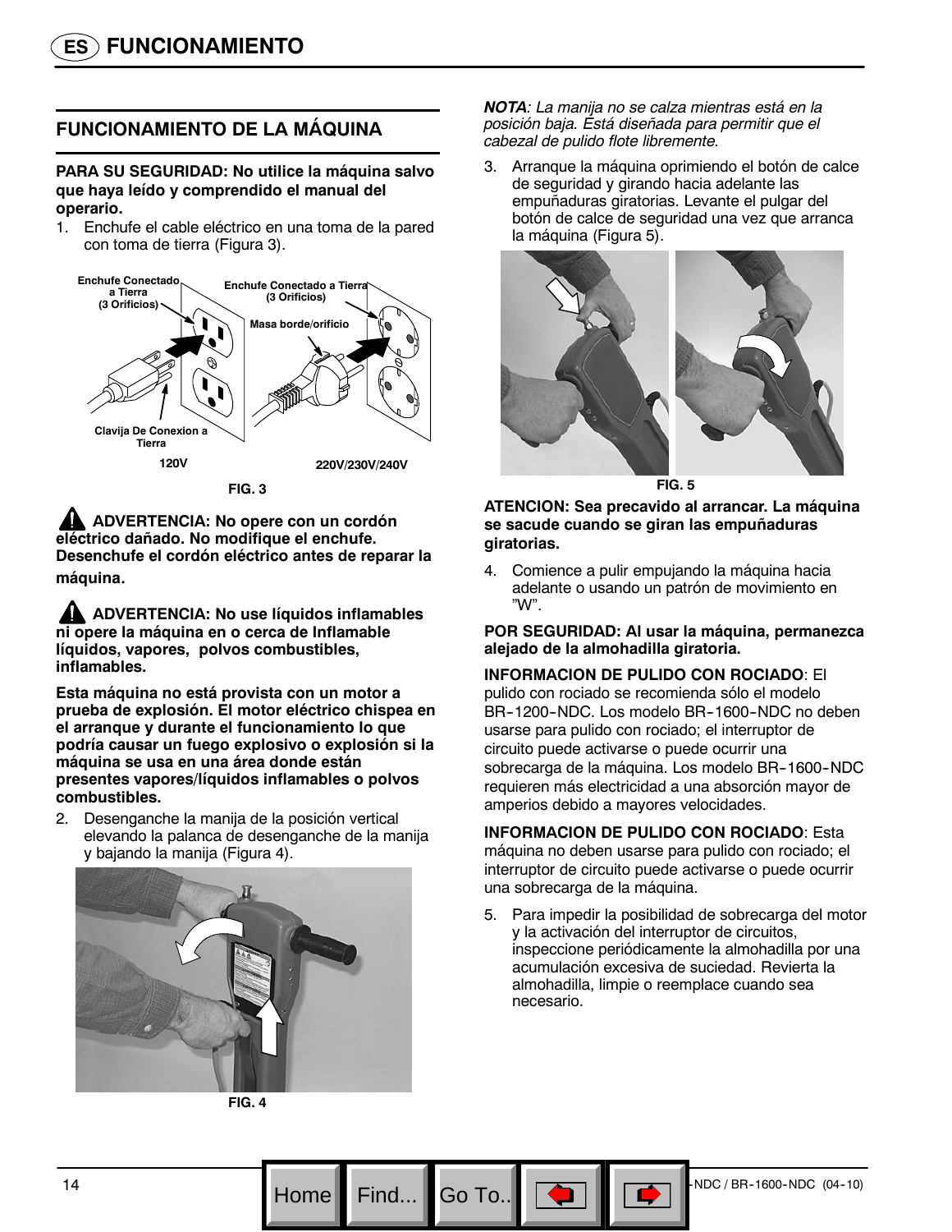# FUNCIONAMIENTO

## FUNCIONAMIENTO DE LA MÁQUINA

**PARA SU SEGURIDAD: No utilice la máquina salvo que haya leído y comprendido el manual del operario.**

1. Enchufe el cable eléctrico en una toma de la pared con toma de tierra (Figura 3).

Enchufe Conectado a Tierra (3 Orificios)

Enchufe Conectado a Tierra (3 Orificios)

Masa borde/orificio

Clavija De Conexion a Tierra

120V

220V/230V/240V

FIG. 3

**ADVERTENCIA: No opere con un cordón eléctrico dañado. No modifique el enchufe. Desenchufe el cordón eléctrico antes de reparar la máquina.**

**ADVERTENCIA: No use líquidos inflamables ni opere la máquina en o cerca de Inflamable líquidos, vapores, polvos combustibles, inflamables.**

**Esta máquina no está provista con un motor a prueba de explosión. El motor eléctrico chispea en el arranque y durante el funcionamiento lo que podría causar un fuego explosivo o explosión si la máquina se usa en una área donde están presentes vapores/líquidos inflamables o polvos combustibles.**

2. Desenganche la manija de la posición vertical elevando la palanca de desenganche de la manija y bajando la manija (Figura 4).

FIG. 4

***NOTA**: La manija no se calza mientras está en la posición baja. Está diseñada para permitir que el cabezal de pulido flote libremente.*

3. Arranque la máquina oprimiendo el botón de calce de seguridad y girando hacia adelante las empuñaduras giratorias. Levante el pulgar del botón de calce de seguridad una vez que arranca la máquina (Figura 5).

FIG. 5

**ATENCION: Sea precavido al arrancar. La máquina se sacude cuando se giran las empuñaduras giratorias.**

4. Comience a pulir empujando la máquina hacia adelante o usando un patrón de movimiento en "W".

**POR SEGURIDAD: Al usar la máquina, permanezca alejado de la almohadilla giratoria.**

**INFORMACION DE PULIDO CON ROCIADO**: El pulido con rociado se recomienda sólo el modelo BR-1200-NDC. Los modelo BR-1600-NDC no deben usarse para pulido con rociado; el interruptor de circuito puede activarse o puede ocurrir una sobrecarga de la máquina. Los modelo BR-1600-NDC requieren más electricidad a una absorción mayor de amperios debido a mayores velocidades.

**INFORMACION DE PULIDO CON ROCIADO**: Esta máquina no deben usarse para pulido con rociado; el interruptor de circuito puede activarse o puede ocurrir una sobrecarga de la máquina.

5. Para impedir la posibilidad de sobrecarga del motor y la activación del interruptor de circuitos, inspeccione periódicamente la almohadilla por una acumulación excesiva de suciedad. Revierta la almohadilla, limpie o reemplace cuando sea necesario.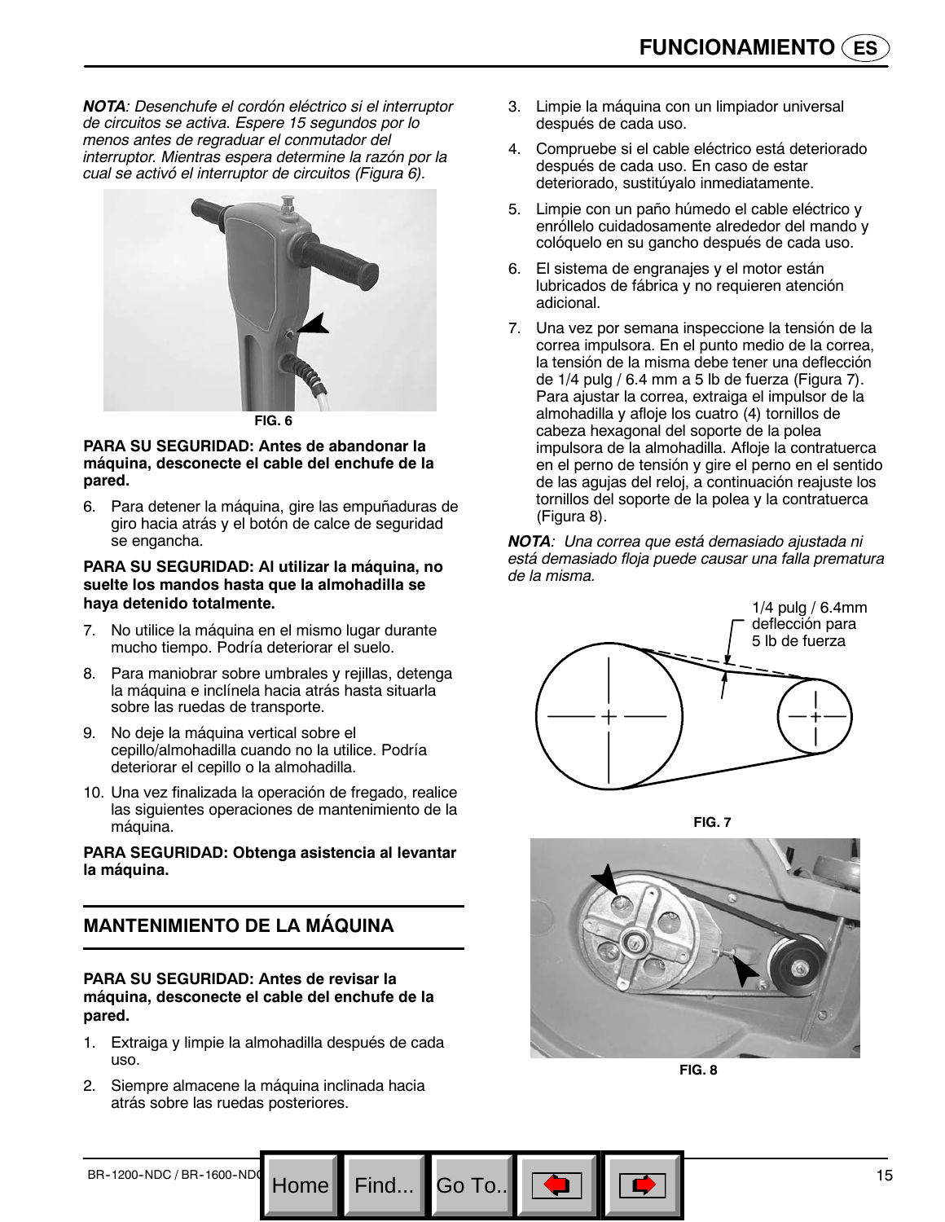***NOTA**: Desenchufe el cordón eléctrico si el interruptor de circuitos se activa. Espere 15 segundos por lo menos antes de regraduar el conmutador del interruptor. Mientras espera determine la razón por la cual se activó el interruptor de circuitos (Figura 6).*

FIG. 6

**PARA SU SEGURIDAD: Antes de abandonar la máquina, desconecte el cable del enchufe de la pared.**

6. Para detener la máquina, gire las empuñaduras de giro hacia atrás y el botón de calce de seguridad se engancha.

**PARA SU SEGURIDAD: Al utilizar la máquina, no suelte los mandos hasta que la almohadilla se haya detenido totalmente.**

7. No utilice la máquina en el mismo lugar durante mucho tiempo. Podría deteriorar el suelo.
8. Para maniobrar sobre umbrales y rejillas, detenga la máquina e inclínela hacia atrás hasta situarla sobre las ruedas de transporte.
9. No deje la máquina vertical sobre el cepillo/almohadilla cuando no la utilice. Podría deteriorar el cepillo o la almohadilla.
10. Una vez finalizada la operación de fregado, realice las siguientes operaciones de mantenimiento de la máquina.

**PARA SEGURIDAD: Obtenga asistencia al levantar la máquina.**

## MANTENIMIENTO DE LA MÁQUINA

**PARA SU SEGURIDAD: Antes de revisar la máquina, desconecte el cable del enchufe de la pared.**

1. Extraiga y limpie la almohadilla después de cada uso.
2. Siempre almacene la máquina inclinada hacia atrás sobre las ruedas posteriores.
3. Limpie la máquina con un limpiador universal después de cada uso.
4. Compruebe si el cable eléctrico está deteriorado después de cada uso. En caso de estar deteriorado, sustitúyalo inmediatamente.
5. Limpie con un paño húmedo el cable eléctrico y enróllelo cuidadosamente alrededor del mando y colóquelo en su gancho después de cada uso.
6. El sistema de engranajes y el motor están lubricados de fábrica y no requieren atención adicional.
7. Una vez por semana inspeccione la tensión de la correa impulsora. En el punto medio de la correa, la tensión de la misma debe tener una deflección de 1/4 pulg / 6.4 mm a 5 lb de fuerza (Figura 7). Para ajustar la correa, extraiga el impulsor de la almohadilla y afloje los cuatro (4) tornillos de cabeza hexagonal del soporte de la polea impulsora de la almohadilla. Afloje la contratuerca en el perno de tensión y gire el perno en el sentido de las agujas del reloj, a continuación reajuste los tornillos del soporte de la polea y la contratuerca (Figura 8).

***NOTA**: Una correa que está demasiado ajustada ni está demasiado floja puede causar una falla prematura de la misma.*

1/4 pulg / 6.4mm deflección para 5 lb de fuerza

FIG. 7

FIG. 8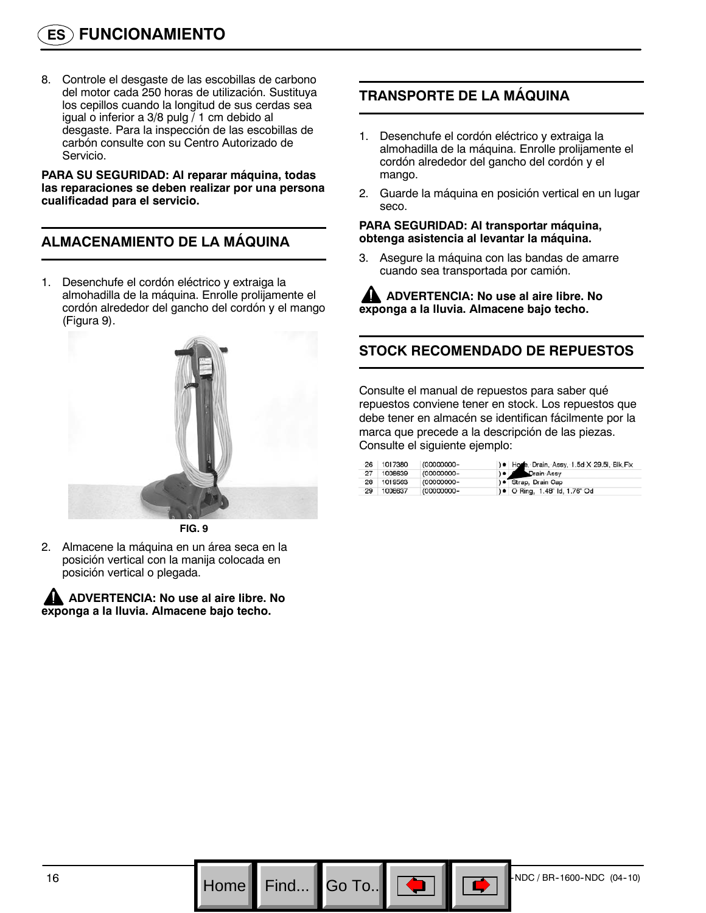# FUNCIONAMIENTO

8. Controle el desgaste de las escobillas de carbono del motor cada 250 horas de utilización. Sustituya los cepillos cuando la longitud de sus cerdas sea igual o inferior a 3/8 pulg / 1 cm debido al desgaste. Para la inspección de las escobillas de carbón consulte con su Centro Autorizado de Servicio.

**PARA SU SEGURIDAD: Al reparar máquina, todas las reparaciones se deben realizar por una persona cualificadad para el servicio.**

## ALMACENAMIENTO DE LA MÁQUINA

1. Desenchufe el cordón eléctrico y extraiga la almohadilla de la máquina. Enrolle prolijamente el cordón alrededor del gancho del cordón y el mango (Figura 9).

FIG. 9

2. Almacene la máquina en un área seca en la posición vertical con la manija colocada en posición vertical o plegada.

**ADVERTENCIA: No use al aire libre. No exponga a la lluvia. Almacene bajo techo.**

## TRANSPORTE DE LA MÁQUINA

1. Desenchufe el cordón eléctrico y extraiga la almohadilla de la máquina. Enrolle prolijamente el cordón alrededor del gancho del cordón y el mango.
2. Guarde la máquina en posición vertical en un lugar seco.

**PARA SEGURIDAD: Al transportar máquina, obtenga asistencia al levantar la máquina.**

3. Asegure la máquina con las bandas de amarre cuando sea transportada por camión.

**ADVERTENCIA: No use al aire libre. No exponga a la lluvia. Almacene bajo techo.**

## STOCK RECOMENDADO DE REPUESTOS

Consulte el manual de repuestos para saber qué repuestos conviene tener en stock. Los repuestos que debe tener en almacén se identifican fácilmente por la marca que precede a la descripción de las piezas. Consulte el siguiente ejemplo:

| | | | | |
|---|---|---|---|---|
| 26 | 1017380 | (00000000- | )● | Hose, Drain, Assy, 1.5d X 29.5l, Blk,Fix |
| 27 | 1008639 | (00000000- | )● | Drain Assy |
| 28 | 1018563 | (00000000- | )● | Strap, Drain Cap |
| 29 | 1008637 | (00000000- | )● | O Ring, 1.48" Id, 1.76" Od |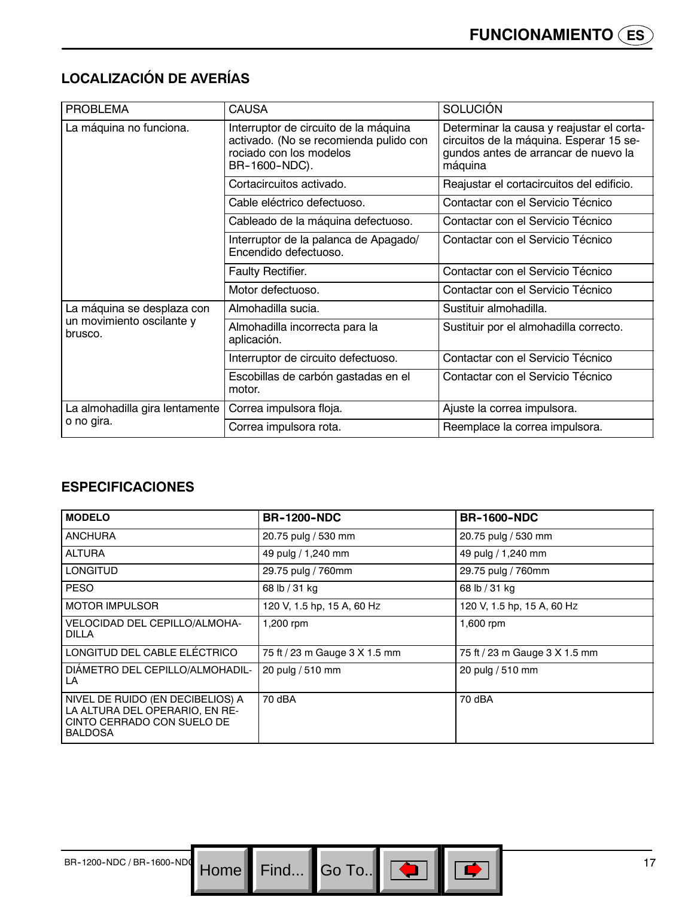## LOCALIZACIÓN DE AVERÍAS

| PROBLEMA | CAUSA | SOLUCIÓN |
|---|---|---|
| La máquina no funciona. | Interruptor de circuito de la máquina activado. (No se recomienda pulido con rociado con los modelos BR-1600-NDC). | Determinar la causa y reajustar el cortacircuitos de la máquina. Esperar 15 segundos antes de arrancar de nuevo la máquina |
| | Cortacircuitos activado. | Reajustar el cortacircuitos del edificio. |
| | Cable eléctrico defectuoso. | Contactar con el Servicio Técnico |
| | Cableado de la máquina defectuoso. | Contactar con el Servicio Técnico |
| | Interruptor de la palanca de Apagado/ Encendido defectuoso. | Contactar con el Servicio Técnico |
| | Faulty Rectifier. | Contactar con el Servicio Técnico |
| | Motor defectuoso. | Contactar con el Servicio Técnico |
| La máquina se desplaza con un movimiento oscilante y brusco. | Almohadilla sucia. | Sustituir almohadilla. |
| | Almohadilla incorrecta para la aplicación. | Sustituir por el almohadilla correcto. |
| | Interruptor de circuito defectuoso. | Contactar con el Servicio Técnico |
| | Escobillas de carbón gastadas en el motor. | Contactar con el Servicio Técnico |
| La almohadilla gira lentamente o no gira. | Correa impulsora floja. | Ajuste la correa impulsora. |
| | Correa impulsora rota. | Reemplace la correa impulsora. |

## ESPECIFICACIONES

| MODELO | BR-1200-NDC | BR-1600-NDC |
|---|---|---|
| ANCHURA | 20.75 pulg / 530 mm | 20.75 pulg / 530 mm |
| ALTURA | 49 pulg / 1,240 mm | 49 pulg / 1,240 mm |
| LONGITUD | 29.75 pulg / 760mm | 29.75 pulg / 760mm |
| PESO | 68 lb / 31 kg | 68 lb / 31 kg |
| MOTOR IMPULSOR | 120 V, 1.5 hp, 15 A, 60 Hz | 120 V, 1.5 hp, 15 A, 60 Hz |
| VELOCIDAD DEL CEPILLO/ALMOHADILLA | 1,200 rpm | 1,600 rpm |
| LONGITUD DEL CABLE ELÉCTRICO | 75 ft / 23 m Gauge 3 X 1.5 mm | 75 ft / 23 m Gauge 3 X 1.5 mm |
| DIÁMETRO DEL CEPILLO/ALMOHADILLA | 20 pulg / 510 mm | 20 pulg / 510 mm |
| NIVEL DE RUIDO (EN DECIBELIOS) A LA ALTURA DEL OPERARIO, EN RECINTO CERRADO CON SUELO DE BALDOSA | 70 dBA | 70 dBA |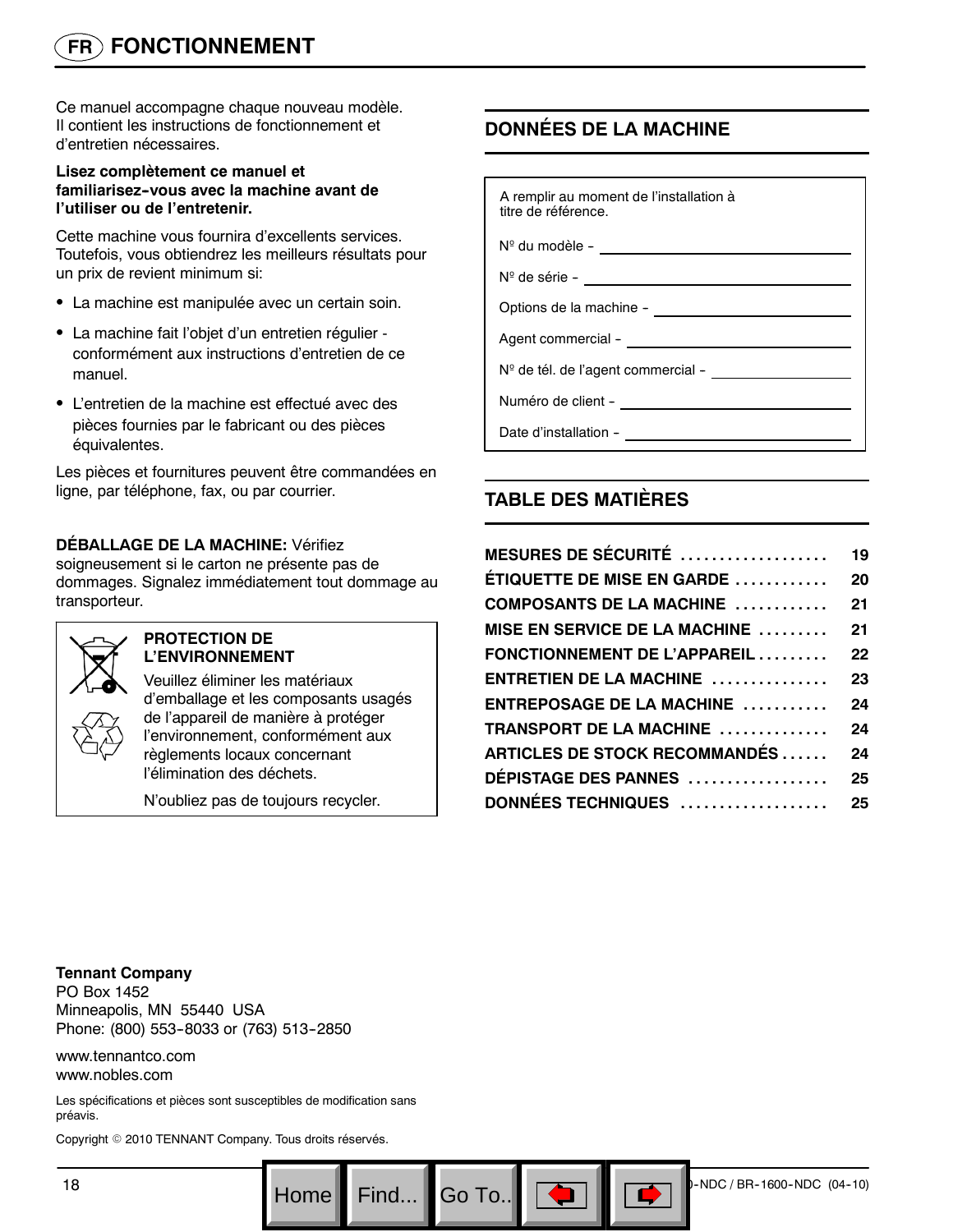# FR FONCTIONNEMENT

Ce manuel accompagne chaque nouveau modèle. Il contient les instructions de fonctionnement et d'entretien nécessaires.

**Lisez complètement ce manuel et familiarisez-vous avec la machine avant de l'utiliser ou de l'entretenir.**

Cette machine vous fournira d'excellents services. Toutefois, vous obtiendrez les meilleurs résultats pour un prix de revient minimum si:

- La machine est manipulée avec un certain soin.
- La machine fait l'objet d'un entretien régulier - conformément aux instructions d'entretien de ce manuel.
- L'entretien de la machine est effectué avec des pièces fournies par le fabricant ou des pièces équivalentes.

Les pièces et fournitures peuvent être commandées en ligne, par téléphone, fax, ou par courrier.

**DÉBALLAGE DE LA MACHINE:** Vérifiez soigneusement si le carton ne présente pas de dommages. Signalez immédiatement tout dommage au transporteur.

**PROTECTION DE L'ENVIRONNEMENT**

Veuillez éliminer les matériaux d'emballage et les composants usagés de l'appareil de manière à protéger l'environnement, conformément aux règlements locaux concernant l'élimination des déchets.

N'oubliez pas de toujours recycler.

## DONNÉES DE LA MACHINE

A remplir au moment de l'installation à titre de référence.

Nº du modèle - ______________________

Nº de série - ______________________

Options de la machine - ______________________

Agent commercial - ______________________

Nº de tél. de l'agent commercial - ______________________

Numéro de client - ______________________

Date d'installation - ______________________

## TABLE DES MATIÈRES

| | |
|---|---|
| MESURES DE SÉCURITÉ | 19 |
| ÉTIQUETTE DE MISE EN GARDE | 20 |
| COMPOSANTS DE LA MACHINE | 21 |
| MISE EN SERVICE DE LA MACHINE | 21 |
| FONCTIONNEMENT DE L'APPAREIL | 22 |
| ENTRETIEN DE LA MACHINE | 23 |
| ENTREPOSAGE DE LA MACHINE | 24 |
| TRANSPORT DE LA MACHINE | 24 |
| ARTICLES DE STOCK RECOMMANDÉS | 24 |
| DÉPISTAGE DES PANNES | 25 |
| DONNÉES TECHNIQUES | 25 |

**Tennant Company**
PO Box 1452
Minneapolis, MN 55440 USA
Phone: (800) 553-8033 or (763) 513-2850

www.tennantco.com
www.nobles.com

Les spécifications et pièces sont susceptibles de modification sans préavis.

Copyright © 2010 TENNANT Company. Tous droits réservés.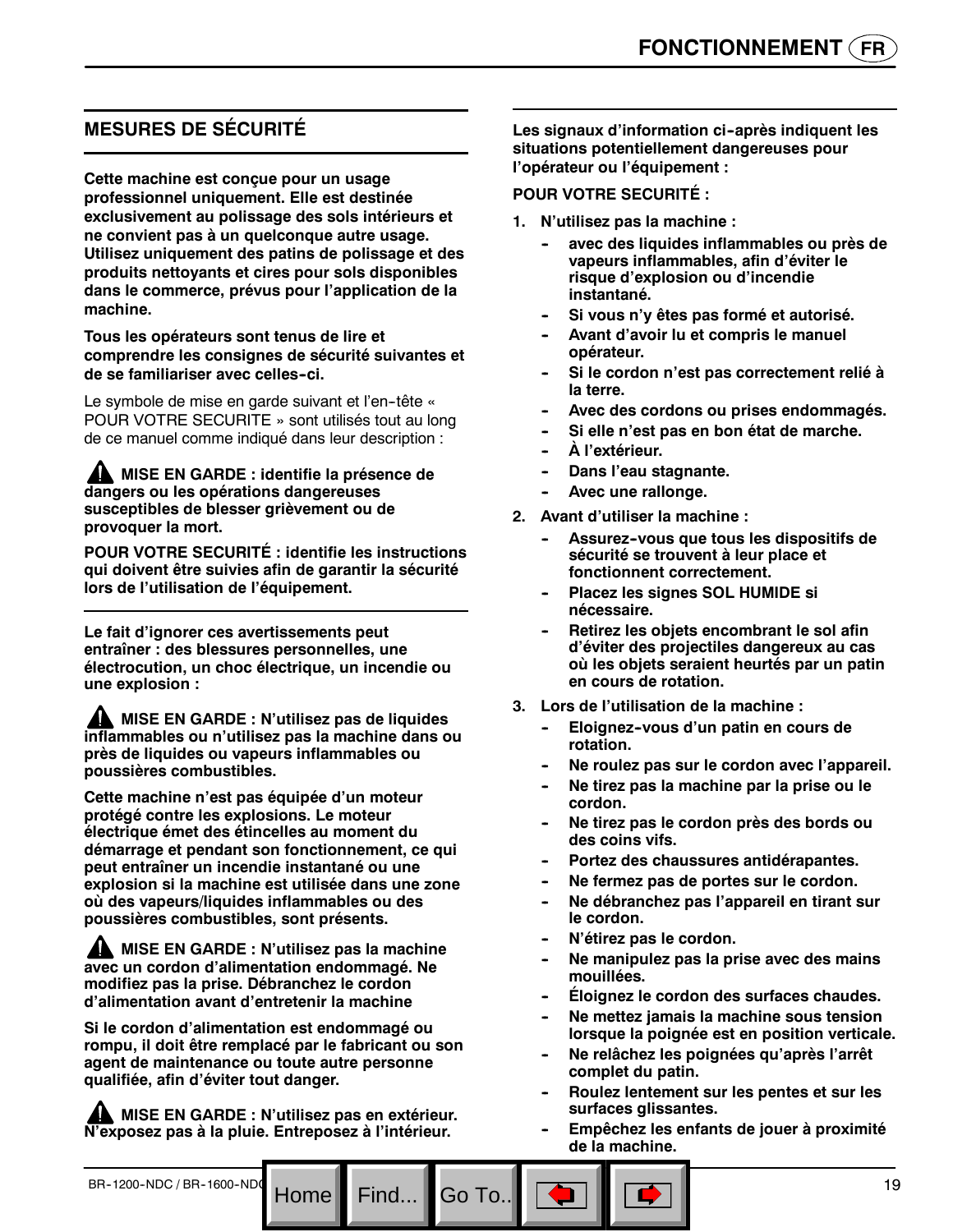## MESURES DE SÉCURITÉ

**Cette machine est conçue pour un usage professionnel uniquement. Elle est destinée exclusivement au polissage des sols intérieurs et ne convient pas à un quelconque autre usage. Utilisez uniquement des patins de polissage et des produits nettoyants et cires pour sols disponibles dans le commerce, prévus pour l'application de la machine.**

**Tous les opérateurs sont tenus de lire et comprendre les consignes de sécurité suivantes et de se familiariser avec celles-ci.**

Le symbole de mise en garde suivant et l'en-tête « POUR VOTRE SECURITE » sont utilisés tout au long de ce manuel comme indiqué dans leur description :

**⚠ MISE EN GARDE : identifie la présence de dangers ou les opérations dangereuses susceptibles de blesser grièvement ou de provoquer la mort.**

**POUR VOTRE SECURITÉ : identifie les instructions qui doivent être suivies afin de garantir la sécurité lors de l'utilisation de l'équipement.**

**Le fait d'ignorer ces avertissements peut entraîner : des blessures personnelles, une électrocution, un choc électrique, un incendie ou une explosion :**

**⚠ MISE EN GARDE : N'utilisez pas de liquides inflammables ou n'utilisez pas la machine dans ou près de liquides ou vapeurs inflammables ou poussières combustibles.**

**Cette machine n'est pas équipée d'un moteur protégé contre les explosions. Le moteur électrique émet des étincelles au moment du démarrage et pendant son fonctionnement, ce qui peut entraîner un incendie instantané ou une explosion si la machine est utilisée dans une zone où des vapeurs/liquides inflammables ou des poussières combustibles, sont présents.**

**⚠ MISE EN GARDE : N'utilisez pas la machine avec un cordon d'alimentation endommagé. Ne modifiez pas la prise. Débranchez le cordon d'alimentation avant d'entretenir la machine**

**Si le cordon d'alimentation est endommagé ou rompu, il doit être remplacé par le fabricant ou son agent de maintenance ou toute autre personne qualifiée, afin d'éviter tout danger.**

**⚠ MISE EN GARDE : N'utilisez pas en extérieur. N'exposez pas à la pluie. Entreposez à l'intérieur.**

**Les signaux d'information ci-après indiquent les situations potentiellement dangereuses pour l'opérateur ou l'équipement :**

**POUR VOTRE SECURITÉ :**

**1. N'utilisez pas la machine :**
   - **avec des liquides inflammables ou près de vapeurs inflammables, afin d'éviter le risque d'explosion ou d'incendie instantané.**
   - **Si vous n'y êtes pas formé et autorisé.**
   - **Avant d'avoir lu et compris le manuel opérateur.**
   - **Si le cordon n'est pas correctement relié à la terre.**
   - **Avec des cordons ou prises endommagés.**
   - **Si elle n'est pas en bon état de marche.**
   - **À l'extérieur.**
   - **Dans l'eau stagnante.**
   - **Avec une rallonge.**

**2. Avant d'utiliser la machine :**
   - **Assurez-vous que tous les dispositifs de sécurité se trouvent à leur place et fonctionnent correctement.**
   - **Placez les signes SOL HUMIDE si nécessaire.**
   - **Retirez les objets encombrant le sol afin d'éviter des projectiles dangereux au cas où les objets seraient heurtés par un patin en cours de rotation.**

**3. Lors de l'utilisation de la machine :**
   - **Eloignez-vous d'un patin en cours de rotation.**
   - **Ne roulez pas sur le cordon avec l'appareil.**
   - **Ne tirez pas la machine par la prise ou le cordon.**
   - **Ne tirez pas le cordon près des bords ou des coins vifs.**
   - **Portez des chaussures antidérapantes.**
   - **Ne fermez pas de portes sur le cordon.**
   - **Ne débranchez pas l'appareil en tirant sur le cordon.**
   - **N'étirez pas le cordon.**
   - **Ne manipulez pas la prise avec des mains mouillées.**
   - **Éloignez le cordon des surfaces chaudes.**
   - **Ne mettez jamais la machine sous tension lorsque la poignée est en position verticale.**
   - **Ne relâchez les poignées qu'après l'arrêt complet du patin.**
   - **Roulez lentement sur les pentes et sur les surfaces glissantes.**
   - **Empêchez les enfants de jouer à proximité de la machine.**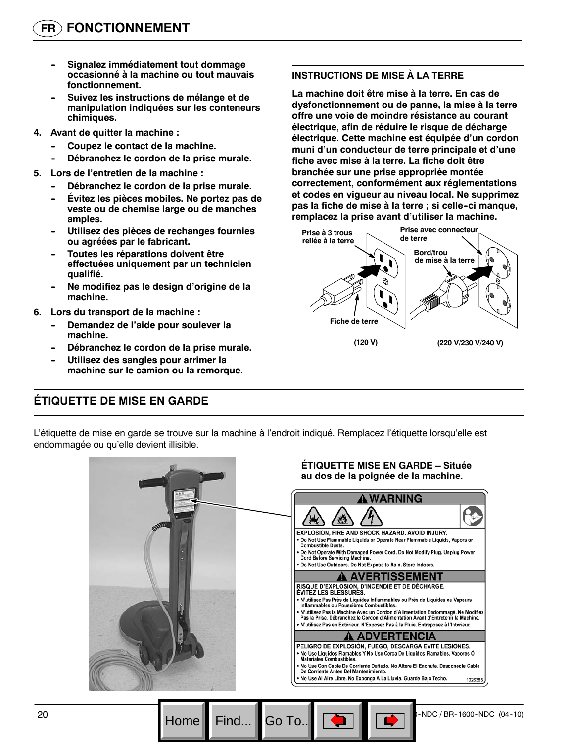- **Signalez immédiatement tout dommage occasionné à la machine ou tout mauvais fonctionnement.**
- **Suivez les instructions de mélange et de manipulation indiquées sur les conteneurs chimiques.**

4. **Avant de quitter la machine :**
   - **Coupez le contact de la machine.**
   - **Débranchez le cordon de la prise murale.**
5. **Lors de l'entretien de la machine :**
   - **Débranchez le cordon de la prise murale.**
   - **Évitez les pièces mobiles. Ne portez pas de veste ou de chemise large ou de manches amples.**
   - **Utilisez des pièces de rechanges fournies ou agréées par le fabricant.**
   - **Toutes les réparations doivent être effectuées uniquement par un technicien qualifié.**
   - **Ne modifiez pas le design d'origine de la machine.**
6. **Lors du transport de la machine :**
   - **Demandez de l'aide pour soulever la machine.**
   - **Débranchez le cordon de la prise murale.**
   - **Utilisez des sangles pour arrimer la machine sur le camion ou la remorque.**

### INSTRUCTIONS DE MISE À LA TERRE

**La machine doit être mise à la terre. En cas de dysfonctionnement ou de panne, la mise à la terre offre une voie de moindre résistance au courant électrique, afin de réduire le risque de décharge électrique. Cette machine est équipée d'un cordon muni d'un conducteur de terre principale et d'une fiche avec mise à la terre. La fiche doit être branchée sur une prise appropriée montée correctement, conformément aux réglementations et codes en vigueur au niveau local. Ne supprimez pas la fiche de mise à la terre ; si celle-ci manque, remplacez la prise avant d'utiliser la machine.**

**Prise à 3 trous reliée à la terre**

**Fiche de terre**

**(120 V)**

**Prise avec connecteur de terre**

**Bord/trou de mise à la terre**

**(220 V/230 V/240 V)**

## ÉTIQUETTE DE MISE EN GARDE

L'étiquette de mise en garde se trouve sur la machine à l'endroit indiqué. Remplacez l'étiquette lorsqu'elle est endommagée ou qu'elle devient illisible.

**ÉTIQUETTE MISE EN GARDE – Située au dos de la poignée de la machine.**

**⚠ WARNING**

EXPLOSION, FIRE AND SHOCK HAZARD. AVOID INJURY.
- Do Not Use Flammable Liquids or Operate Near Flammable Liquids, Vapors or Combustible Dusts.
- Do Not Operate With Damaged Power Cord. Do Not Modify Plug. Unplug Power Cord Before Servicing Machine.
- Do Not Use Outdoors. Do Not Expose to Rain. Store Indoors.

**⚠ AVERTISSEMENT**

RISQUE D'EXPLOSION, D'INCENDIE ET DE DÉCHARGE. ÉVITEZ LES BLESSURES.
- N'utilisez Pas Près de Liquides Inflammables ou Près de Liquides ou Vapeurs Inflammables ou Poussières Combustibles.
- N'utilisez Pas la Machine Avec un Cordon d'Alimentation Endommagé. Ne Modifiez Pas la Prise. Débranchez le Cordon d'Alimentation Avant d'Entretenir la Machine.
- N'utilisez Pas en Extérieur. N'Exposez Pas à la Pluie. Entreposez à l'Intérieur.

**⚠ ADVERTENCIA**

PELIGRO DE EXPLOSIÓN, FUEGO, DESCARGA EVITE LESIONES.
- No Use Liquidos Flamables Y No Use Cerca De Liquidos Flamables, Vapores Ó Materiales Combustibles.
- No Use Con Cable De Corriente Dañado. No Altere El Enchufe. Desconecte Cable De Corriente Antes Del Mantenimiento.
- No Use Al Aire Libre. No Exponga A La Lluvia. Guarde Bajo Techo.

1026385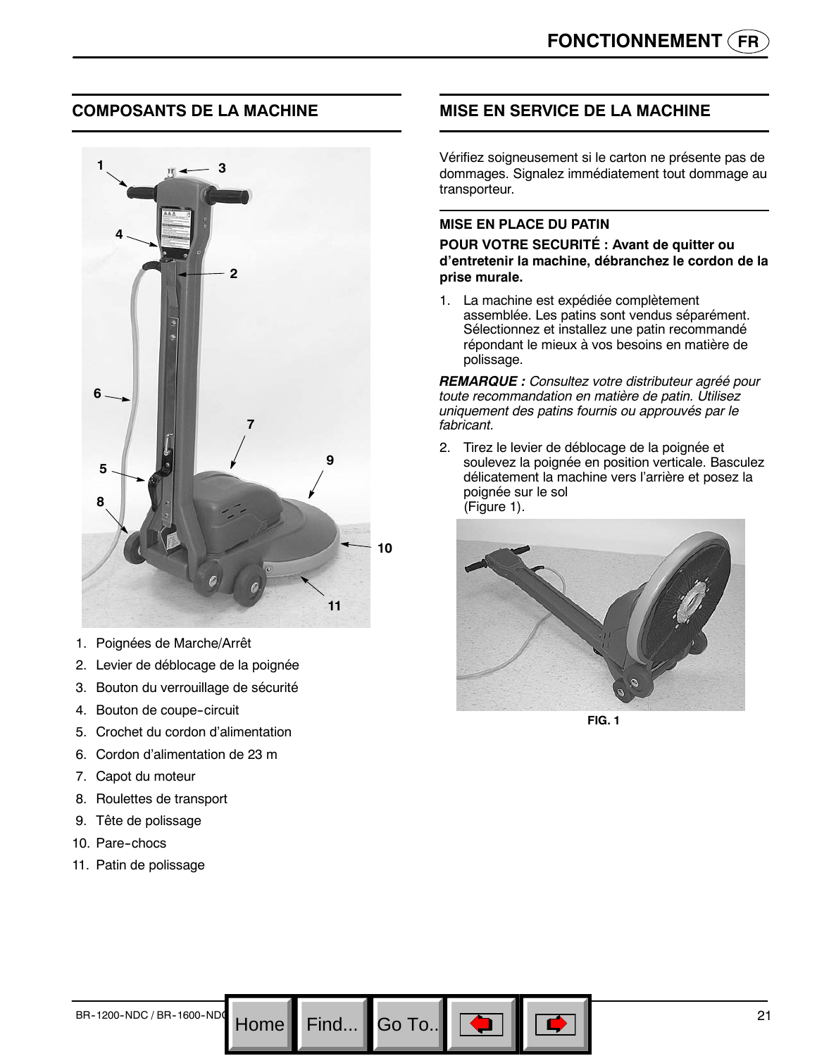## COMPOSANTS DE LA MACHINE

1. Poignées de Marche/Arrêt
2. Levier de déblocage de la poignée
3. Bouton du verrouillage de sécurité
4. Bouton de coupe-circuit
5. Crochet du cordon d'alimentation
6. Cordon d'alimentation de 23 m
7. Capot du moteur
8. Roulettes de transport
9. Tête de polissage
10. Pare-chocs
11. Patin de polissage

## MISE EN SERVICE DE LA MACHINE

Vérifiez soigneusement si le carton ne présente pas de dommages. Signalez immédiatement tout dommage au transporteur.

### MISE EN PLACE DU PATIN

**POUR VOTRE SECURITÉ : Avant de quitter ou d'entretenir la machine, débranchez le cordon de la prise murale.**

1. La machine est expédiée complètement assemblée. Les patins sont vendus séparément. Sélectionnez et installez une patin recommandé répondant le mieux à vos besoins en matière de polissage.

***REMARQUE :*** *Consultez votre distributeur agréé pour toute recommandation en matière de patin. Utilisez uniquement des patins fournis ou approuvés par le fabricant.*

2. Tirez le levier de déblocage de la poignée et soulevez la poignée en position verticale. Basculez délicatement la machine vers l'arrière et posez la poignée sur le sol (Figure 1).

**FIG. 1**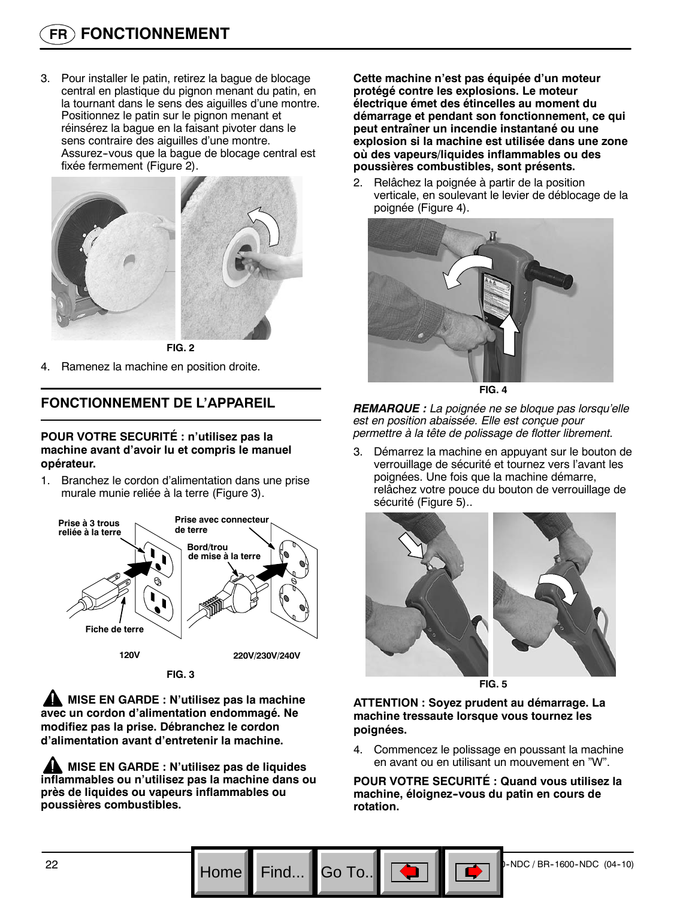3. Pour installer le patin, retirez la bague de blocage central en plastique du pignon menant du patin, en la tournant dans le sens des aiguilles d'une montre. Positionnez le patin sur le pignon menant et réinsérez la bague en la faisant pivoter dans le sens contraire des aiguilles d'une montre. Assurez-vous que la bague de blocage central est fixée fermement (Figure 2).

FIG. 2

4. Ramenez la machine en position droite.

## FONCTIONNEMENT DE L'APPAREIL

**POUR VOTRE SECURITÉ : n'utilisez pas la machine avant d'avoir lu et compris le manuel opérateur.**

1. Branchez le cordon d'alimentation dans une prise murale munie reliée à la terre (Figure 3).

Prise à 3 trous reliée à la terre

Prise avec connecteur de terre

Bord/trou de mise à la terre

Fiche de terre

120V

220V/230V/240V

FIG. 3

**MISE EN GARDE : N'utilisez pas la machine avec un cordon d'alimentation endommagé. Ne modifiez pas la prise. Débranchez le cordon d'alimentation avant d'entretenir la machine.**

**MISE EN GARDE : N'utilisez pas de liquides inflammables ou n'utilisez pas la machine dans ou près de liquides ou vapeurs inflammables ou poussières combustibles.**

**Cette machine n'est pas équipée d'un moteur protégé contre les explosions. Le moteur électrique émet des étincelles au moment du démarrage et pendant son fonctionnement, ce qui peut entraîner un incendie instantané ou une explosion si la machine est utilisée dans une zone où des vapeurs/liquides inflammables ou des poussières combustibles, sont présents.**

2. Relâchez la poignée à partir de la position verticale, en soulevant le levier de déblocage de la poignée (Figure 4).

FIG. 4

***REMARQUE :*** *La poignée ne se bloque pas lorsqu'elle est en position abaissée. Elle est conçue pour permettre à la tête de polissage de flotter librement.*

3. Démarrez la machine en appuyant sur le bouton de verrouillage de sécurité et tournez vers l'avant les poignées. Une fois que la machine démarre, relâchez votre pouce du bouton de verrouillage de sécurité (Figure 5)..

FIG. 5

**ATTENTION : Soyez prudent au démarrage. La machine tressaute lorsque vous tournez les poignées.**

4. Commencez le polissage en poussant la machine en avant ou en utilisant un mouvement en "W".

**POUR VOTRE SECURITÉ : Quand vous utilisez la machine, éloignez-vous du patin en cours de rotation.**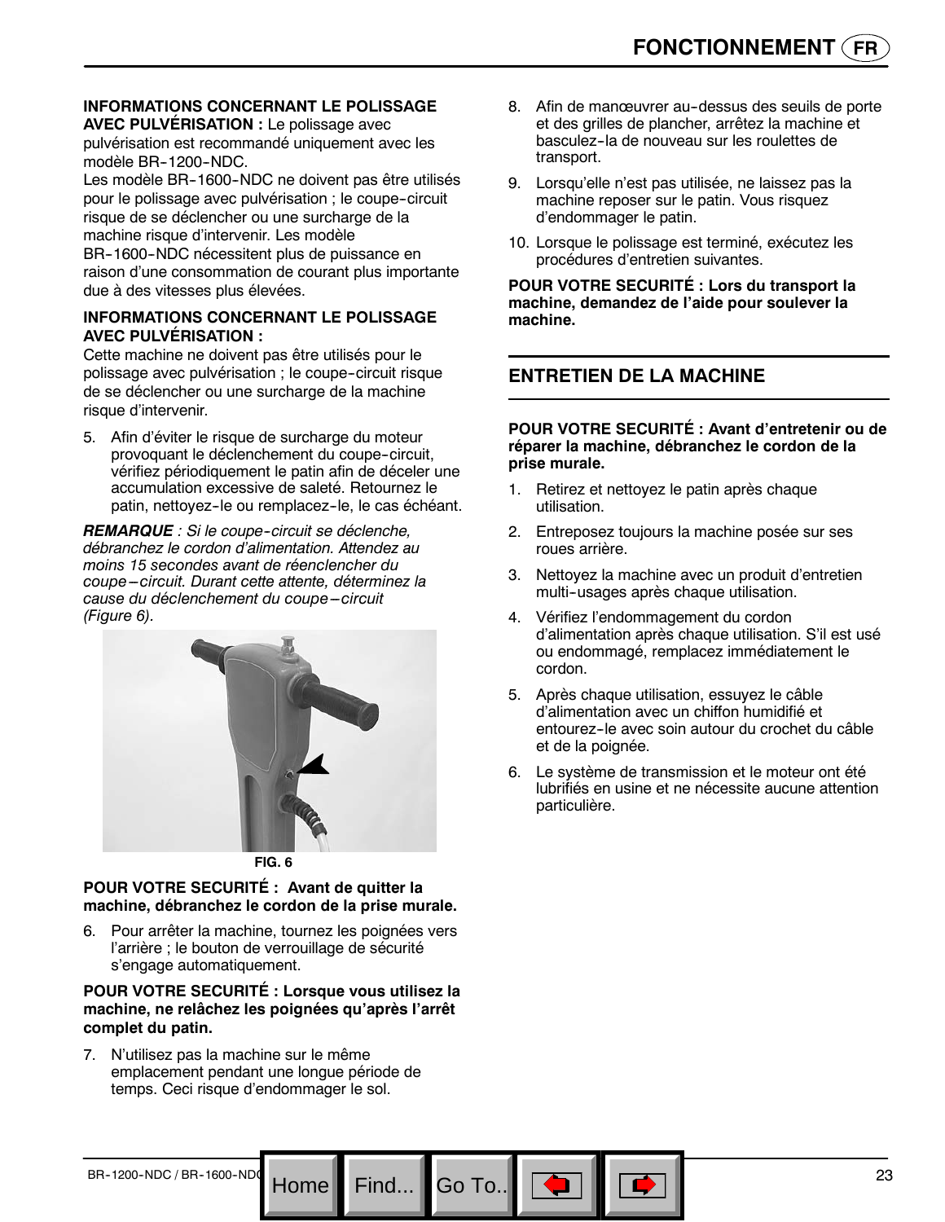**INFORMATIONS CONCERNANT LE POLISSAGE AVEC PULVÉRISATION :** Le polissage avec pulvérisation est recommandé uniquement avec les modèle BR-1200-NDC.

Les modèle BR-1600-NDC ne doivent pas être utilisés pour le polissage avec pulvérisation ; le coupe-circuit risque de se déclencher ou une surcharge de la machine risque d'intervenir. Les modèle BR-1600-NDC nécessitent plus de puissance en raison d'une consommation de courant plus importante due à des vitesses plus élevées.

**INFORMATIONS CONCERNANT LE POLISSAGE AVEC PULVÉRISATION :**
Cette machine ne doivent pas être utilisés pour le polissage avec pulvérisation ; le coupe-circuit risque de se déclencher ou une surcharge de la machine risque d'intervenir.

5. Afin d'éviter le risque de surcharge du moteur provoquant le déclenchement du coupe-circuit, vérifiez périodiquement le patin afin de déceler une accumulation excessive de saleté. Retournez le patin, nettoyez-le ou remplacez-le, le cas échéant.

***REMARQUE** : Si le coupe-circuit se déclenche, débranchez le cordon d'alimentation. Attendez au moins 15 secondes avant de réenclencher du coupe−circuit. Durant cette attente, déterminez la cause du déclenchement du coupe−circuit (Figure 6).*

FIG. 6

**POUR VOTRE SECURITÉ : Avant de quitter la machine, débranchez le cordon de la prise murale.**

6. Pour arrêter la machine, tournez les poignées vers l'arrière ; le bouton de verrouillage de sécurité s'engage automatiquement.

**POUR VOTRE SECURITÉ : Lorsque vous utilisez la machine, ne relâchez les poignées qu'après l'arrêt complet du patin.**

7. N'utilisez pas la machine sur le même emplacement pendant une longue période de temps. Ceci risque d'endommager le sol.
8. Afin de manœuvrer au-dessus des seuils de porte et des grilles de plancher, arrêtez la machine et basculez-la de nouveau sur les roulettes de transport.
9. Lorsqu'elle n'est pas utilisée, ne laissez pas la machine reposer sur le patin. Vous risquez d'endommager le patin.
10. Lorsque le polissage est terminé, exécutez les procédures d'entretien suivantes.

**POUR VOTRE SECURITÉ : Lors du transport la machine, demandez de l'aide pour soulever la machine.**

## ENTRETIEN DE LA MACHINE

**POUR VOTRE SECURITÉ : Avant d'entretenir ou de réparer la machine, débranchez le cordon de la prise murale.**

1. Retirez et nettoyez le patin après chaque utilisation.
2. Entreposez toujours la machine posée sur ses roues arrière.
3. Nettoyez la machine avec un produit d'entretien multi-usages après chaque utilisation.
4. Vérifiez l'endommagement du cordon d'alimentation après chaque utilisation. S'il est usé ou endommagé, remplacez immédiatement le cordon.
5. Après chaque utilisation, essuyez le câble d'alimentation avec un chiffon humidifié et entourez-le avec soin autour du crochet du câble et de la poignée.
6. Le système de transmission et le moteur ont été lubrifiés en usine et ne nécessite aucune attention particulière.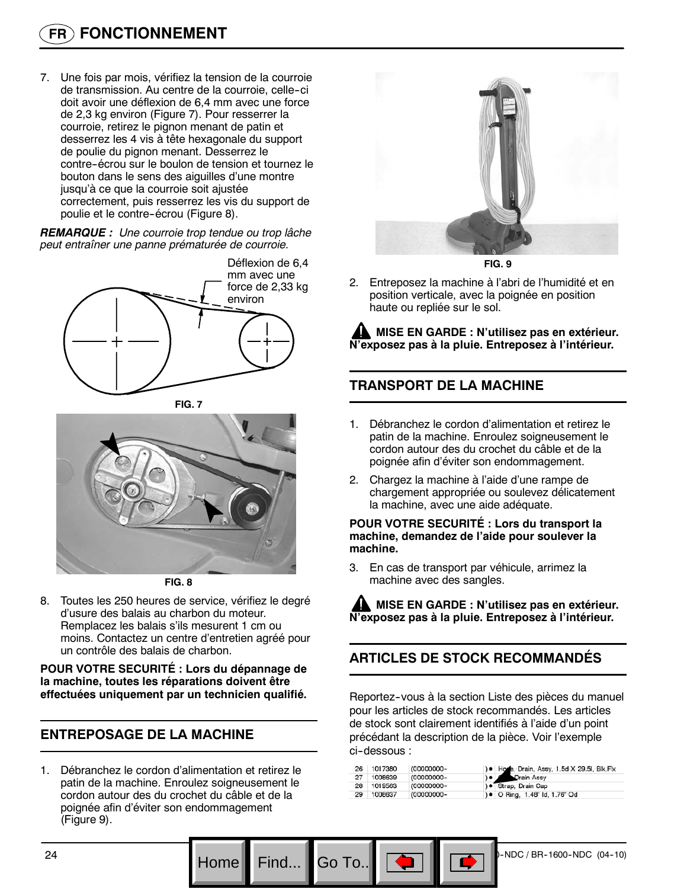7. Une fois par mois, vérifiez la tension de la courroie de transmission. Au centre de la courroie, celle-ci doit avoir une déflexion de 6,4 mm avec une force de 2,3 kg environ (Figure 7). Pour resserrer la courroie, retirez le pignon menant de patin et desserrez les 4 vis à tête hexagonale du support de poulie du pignon menant. Desserrez le contre-écrou sur le boulon de tension et tournez le bouton dans le sens des aiguilles d'une montre jusqu'à ce que la courroie soit ajustée correctement, puis resserrez les vis du support de poulie et le contre-écrou (Figure 8).

***REMARQUE :*** *Une courroie trop tendue ou trop lâche peut entraîner une panne prématurée de courroie.*

Déflexion de 6,4 mm avec une force de 2,33 kg environ

**FIG. 7**

**FIG. 8**

8. Toutes les 250 heures de service, vérifiez le degré d'usure des balais au charbon du moteur. Remplacez les balais s'ils mesurent 1 cm ou moins. Contactez un centre d'entretien agréé pour un contrôle des balais de charbon.

**POUR VOTRE SECURITÉ : Lors du dépannage de la machine, toutes les réparations doivent être effectuées uniquement par un technicien qualifié.**

## ENTREPOSAGE DE LA MACHINE

1. Débranchez le cordon d'alimentation et retirez le patin de la machine. Enroulez soigneusement le cordon autour des du crochet du câble et de la poignée afin d'éviter son endommagement (Figure 9).

**FIG. 9**

2. Entreposez la machine à l'abri de l'humidité et en position verticale, avec la poignée en position haute ou repliée sur le sol.

**MISE EN GARDE : N'utilisez pas en extérieur. N'exposez pas à la pluie. Entreposez à l'intérieur.**

## TRANSPORT DE LA MACHINE

1. Débranchez le cordon d'alimentation et retirez le patin de la machine. Enroulez soigneusement le cordon autour des du crochet du câble et de la poignée afin d'éviter son endommagement.
2. Chargez la machine à l'aide d'une rampe de chargement appropriée ou soulevez délicatement la machine, avec une aide adéquate.

**POUR VOTRE SECURITÉ : Lors du transport la machine, demandez de l'aide pour soulever la machine.**

3. En cas de transport par véhicule, arrimez la machine avec des sangles.

**MISE EN GARDE : N'utilisez pas en extérieur. N'exposez pas à la pluie. Entreposez à l'intérieur.**

## ARTICLES DE STOCK RECOMMANDÉS

Reportez-vous à la section Liste des pièces du manuel pour les articles de stock recommandés. Les articles de stock sont clairement identifiés à l'aide d'un point précédant la description de la pièce. Voir l'exemple ci-dessous :

| | | | |
|---|---|---|---|
| 26 | 1017380 | (00000000- | )● Hose, Drain, Assy, 1.5d X 29.5l, Blk,Flx |
| 27 | 1008639 | (00000000- | )● Drain Assy |
| 28 | 1019563 | (00000000- | )● Strap, Drain Cap |
| 29 | 1008637 | (00000000- | )● O Ring, 1.48" Id, 1.76" Od |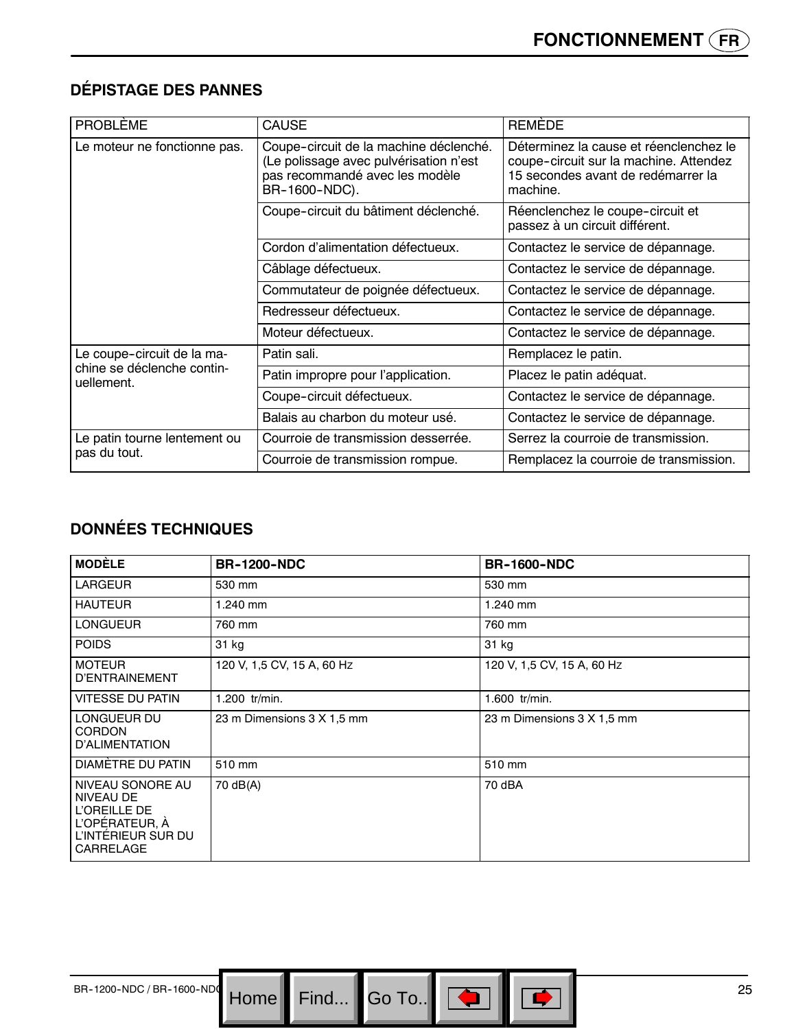## DÉPISTAGE DES PANNES

| PROBLÈME | CAUSE | REMÈDE |
|---|---|---|
| Le moteur ne fonctionne pas. | Coupe-circuit de la machine déclenché. (Le polissage avec pulvérisation n'est pas recommandé avec les modèle BR-1600-NDC). | Déterminez la cause et réenclenchez le coupe-circuit sur la machine. Attendez 15 secondes avant de redémarrer la machine. |
| | Coupe-circuit du bâtiment déclenché. | Réenclenchez le coupe-circuit et passez à un circuit différent. |
| | Cordon d'alimentation défectueux. | Contactez le service de dépannage. |
| | Câblage défectueux. | Contactez le service de dépannage. |
| | Commutateur de poignée défectueux. | Contactez le service de dépannage. |
| | Redresseur défectueux. | Contactez le service de dépannage. |
| | Moteur défectueux. | Contactez le service de dépannage. |
| Le coupe-circuit de la machine se déclenche continuellement. | Patin sali. | Remplacez le patin. |
| | Patin impropre pour l'application. | Placez le patin adéquat. |
| | Coupe-circuit défectueux. | Contactez le service de dépannage. |
| | Balais au charbon du moteur usé. | Contactez le service de dépannage. |
| Le patin tourne lentement ou pas du tout. | Courroie de transmission desserrée. | Serrez la courroie de transmission. |
| | Courroie de transmission rompue. | Remplacez la courroie de transmission. |

## DONNÉES TECHNIQUES

| MODÈLE | BR-1200-NDC | BR-1600-NDC |
|---|---|---|
| LARGEUR | 530 mm | 530 mm |
| HAUTEUR | 1.240 mm | 1.240 mm |
| LONGUEUR | 760 mm | 760 mm |
| POIDS | 31 kg | 31 kg |
| MOTEUR D'ENTRAINEMENT | 120 V, 1,5 CV, 15 A, 60 Hz | 120 V, 1,5 CV, 15 A, 60 Hz |
| VITESSE DU PATIN | 1.200 tr/min. | 1.600 tr/min. |
| LONGUEUR DU CORDON D'ALIMENTATION | 23 m Dimensions 3 X 1,5 mm | 23 m Dimensions 3 X 1,5 mm |
| DIAMÈTRE DU PATIN | 510 mm | 510 mm |
| NIVEAU SONORE AU NIVEAU DE L'OREILLE DE L'OPÉRATEUR, À L'INTÉRIEUR SUR DU CARRELAGE | 70 dB(A) | 70 dBA |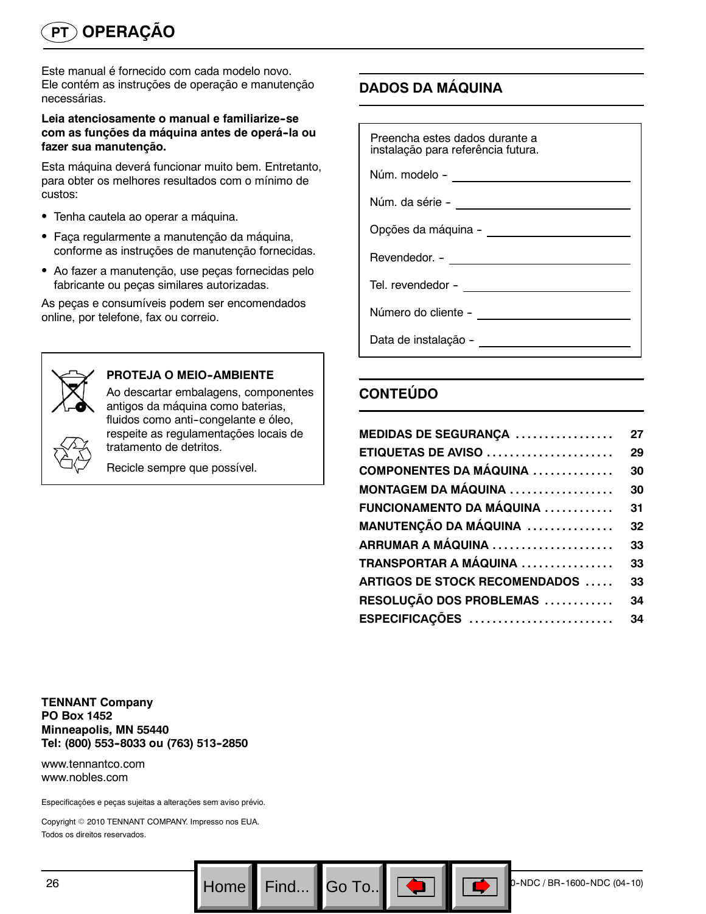# OPERAÇÃO

Este manual é fornecido com cada modelo novo. Ele contém as instruções de operação e manutenção necessárias.

**Leia atenciosamente o manual e familiarize-se com as funções da máquina antes de operá-la ou fazer sua manutenção.**

Esta máquina deverá funcionar muito bem. Entretanto, para obter os melhores resultados com o mínimo de custos:

- Tenha cautela ao operar a máquina.
- Faça regularmente a manutenção da máquina, conforme as instruções de manutenção fornecidas.
- Ao fazer a manutenção, use peças fornecidas pelo fabricante ou peças similares autorizadas.

As peças e consumíveis podem ser encomendados online, por telefone, fax ou correio.

**PROTEJA O MEIO-AMBIENTE**

Ao descartar embalagens, componentes antigos da máquina como baterias, fluidos como anti-congelante e óleo, respeite as regulamentações locais de tratamento de detritos.

Recicle sempre que possível.

## DADOS DA MÁQUINA

Preencha estes dados durante a instalação para referência futura.

Núm. modelo - \_\_\_\_\_\_\_\_\_\_\_\_\_\_\_\_

Núm. da série - \_\_\_\_\_\_\_\_\_\_\_\_\_\_\_\_

Opções da máquina - \_\_\_\_\_\_\_\_\_\_\_\_\_\_\_\_

Revendedor. - \_\_\_\_\_\_\_\_\_\_\_\_\_\_\_\_

Tel. revendedor - \_\_\_\_\_\_\_\_\_\_\_\_\_\_\_\_

Número do cliente - \_\_\_\_\_\_\_\_\_\_\_\_\_\_\_\_

Data de instalação - \_\_\_\_\_\_\_\_\_\_\_\_\_\_\_\_

## CONTEÚDO

| | |
|---|---|
| **MEDIDAS DE SEGURANÇA** | **27** |
| **ETIQUETAS DE AVISO** | **29** |
| **COMPONENTES DA MÁQUINA** | **30** |
| **MONTAGEM DA MÁQUINA** | **30** |
| **FUNCIONAMENTO DA MÁQUINA** | **31** |
| **MANUTENÇÃO DA MÁQUINA** | **32** |
| **ARRUMAR A MÁQUINA** | **33** |
| **TRANSPORTAR A MÁQUINA** | **33** |
| **ARTIGOS DE STOCK RECOMENDADOS** | **33** |
| **RESOLUÇÃO DOS PROBLEMAS** | **34** |
| **ESPECIFICAÇÕES** | **34** |

**TENNANT Company**
**PO Box 1452**
**Minneapolis, MN 55440**
**Tel: (800) 553-8033 ou (763) 513-2850**

www.tennantco.com
www.nobles.com

Especificações e peças sujeitas a alterações sem aviso prévio.

Copyright © 2010 TENNANT COMPANY. Impresso nos EUA.
Todos os direitos reservados.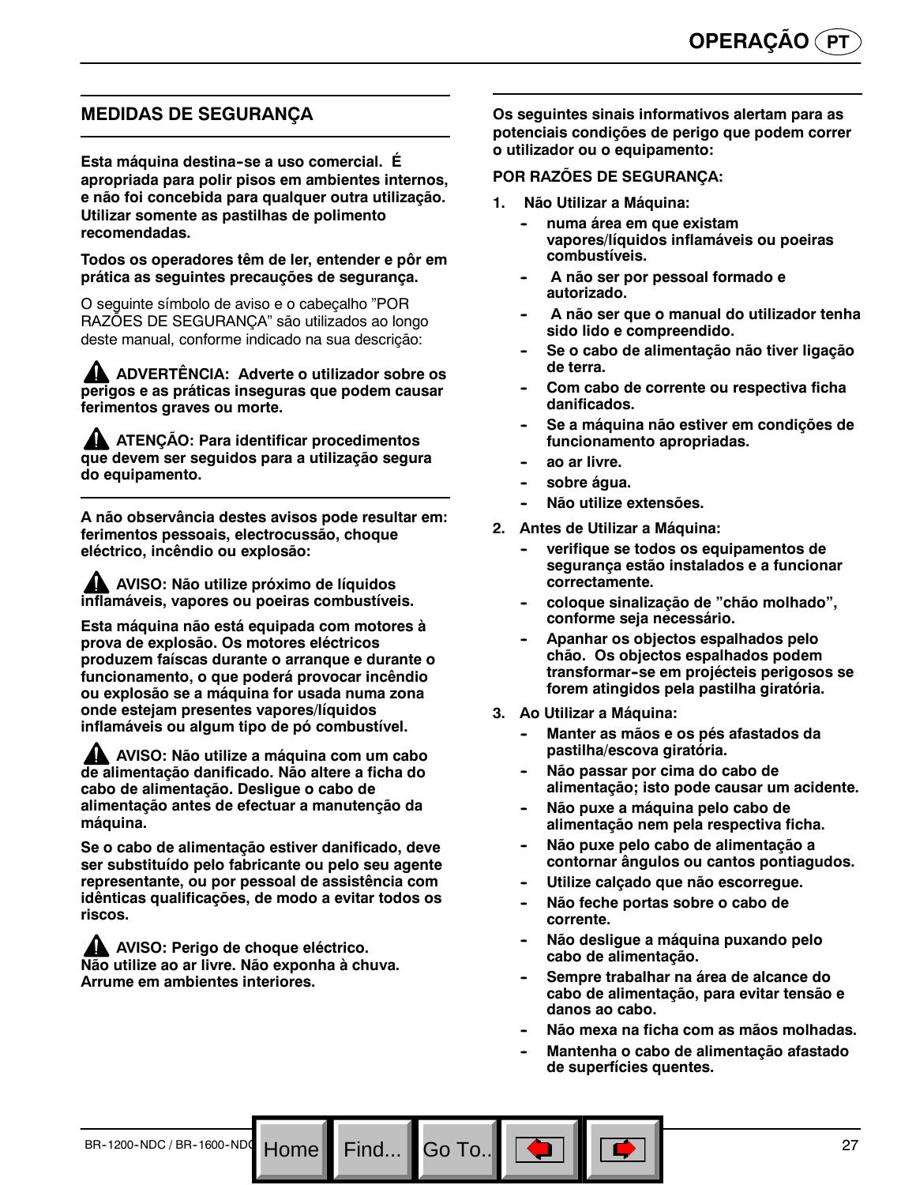## MEDIDAS DE SEGURANÇA

**Esta máquina destina-se a uso comercial. É apropriada para polir pisos em ambientes internos, e não foi concebida para qualquer outra utilização. Utilizar somente as pastilhas de polimento recomendadas.**

**Todos os operadores têm de ler, entender e pôr em prática as seguintes precauções de segurança.**

O seguinte símbolo de aviso e o cabeçalho "POR RAZÕES DE SEGURANÇA" são utilizados ao longo deste manual, conforme indicado na sua descrição:

**⚠ ADVERTÊNCIA: Adverte o utilizador sobre os perigos e as práticas inseguras que podem causar ferimentos graves ou morte.**

**⚠ ATENÇÃO: Para identificar procedimentos que devem ser seguidos para a utilização segura do equipamento.**

**A não observância destes avisos pode resultar em: ferimentos pessoais, electrocussão, choque eléctrico, incêndio ou explosão:**

**⚠ AVISO: Não utilize próximo de líquidos inflamáveis, vapores ou poeiras combustíveis.**

**Esta máquina não está equipada com motores à prova de explosão. Os motores eléctricos produzem faíscas durante o arranque e durante o funcionamento, o que poderá provocar incêndio ou explosão se a máquina for usada numa zona onde estejam presentes vapores/líquidos inflamáveis ou algum tipo de pó combustível.**

**⚠ AVISO: Não utilize a máquina com um cabo de alimentação danificado. Não altere a ficha do cabo de alimentação. Desligue o cabo de alimentação antes de efectuar a manutenção da máquina.**

**Se o cabo de alimentação estiver danificado, deve ser substituído pelo fabricante ou pelo seu agente representante, ou por pessoal de assistência com idênticas qualificações, de modo a evitar todos os riscos.**

**⚠ AVISO: Perigo de choque eléctrico. Não utilize ao ar livre. Não exponha à chuva. Arrume em ambientes interiores.**

**Os seguintes sinais informativos alertam para as potenciais condições de perigo que podem correr o utilizador ou o equipamento:**

**POR RAZÕES DE SEGURANÇA:**

**1. Não Utilizar a Máquina:**
- **numa área em que existam vapores/líquidos inflamáveis ou poeiras combustíveis.**
- **A não ser por pessoal formado e autorizado.**
- **A não ser que o manual do utilizador tenha sido lido e compreendido.**
- **Se o cabo de alimentação não tiver ligação de terra.**
- **Com cabo de corrente ou respectiva ficha danificados.**
- **Se a máquina não estiver em condições de funcionamento apropriadas.**
- **ao ar livre.**
- **sobre água.**
- **Não utilize extensões.**

**2. Antes de Utilizar a Máquina:**
- **verifique se todos os equipamentos de segurança estão instalados e a funcionar correctamente.**
- **coloque sinalização de "chão molhado", conforme seja necessário.**
- **Apanhar os objectos espalhados pelo chão. Os objectos espalhados podem transformar-se em projécteis perigosos se forem atingidos pela pastilha giratória.**

**3. Ao Utilizar a Máquina:**
- **Manter as mãos e os pés afastados da pastilha/escova giratória.**
- **Não passar por cima do cabo de alimentação; isto pode causar um acidente.**
- **Não puxe a máquina pelo cabo de alimentação nem pela respectiva ficha.**
- **Não puxe pelo cabo de alimentação a contornar ângulos ou cantos pontiagudos.**
- **Utilize calçado que não escorregue.**
- **Não feche portas sobre o cabo de corrente.**
- **Não desligue a máquina puxando pelo cabo de alimentação.**
- **Sempre trabalhar na área de alcance do cabo de alimentação, para evitar tensão e danos ao cabo.**
- **Não mexa na ficha com as mãos molhadas.**
- **Mantenha o cabo de alimentação afastado de superfícies quentes.**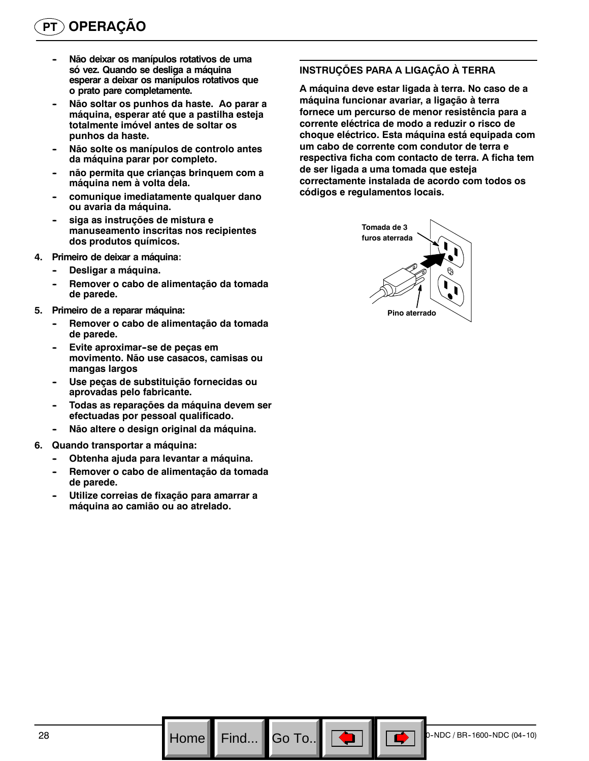## PT OPERAÇÃO

- Não deixar os manípulos rotativos de uma só vez. Quando se desliga a máquina esperar a deixar os manípulos rotativos que o prato pare completamente.
- Não soltar os punhos da haste. Ao parar a máquina, esperar até que a pastilha esteja totalmente imóvel antes de soltar os punhos da haste.
- Não solte os manípulos de controlo antes da máquina parar por completo.
- não permita que crianças brinquem com a máquina nem à volta dela.
- comunique imediatamente qualquer dano ou avaria da máquina.
- siga as instruções de mistura e manuseamento inscritas nos recipientes dos produtos químicos.

4. **Primeiro de deixar a máquina:**
   - Desligar a máquina.
   - Remover o cabo de alimentação da tomada de parede.

5. **Primeiro de a reparar máquina:**
   - Remover o cabo de alimentação da tomada de parede.
   - Evite aproximar-se de peças em movimento. Não use casacos, camisas ou mangas largos
   - Use peças de substituição fornecidas ou aprovadas pelo fabricante.
   - Todas as reparações da máquina devem ser efectuadas por pessoal qualificado.
   - Não altere o design original da máquina.

6. **Quando transportar a máquina:**
   - Obtenha ajuda para levantar a máquina.
   - Remover o cabo de alimentação da tomada de parede.
   - Utilize correias de fixação para amarrar a máquina ao camião ou ao atrelado.

### INSTRUÇÕES PARA A LIGAÇÃO À TERRA

**A máquina deve estar ligada à terra. No caso de a máquina funcionar avariar, a ligação à terra fornece um percurso de menor resistência para a corrente eléctrica de modo a reduzir o risco de choque eléctrico. Esta máquina está equipada com um cabo de corrente com condutor de terra e respectiva ficha com contacto de terra. A ficha tem de ser ligada a uma tomada que esteja correctamente instalada de acordo com todos os códigos e regulamentos locais.**

Tomada de 3 furos aterrada

Pino aterrado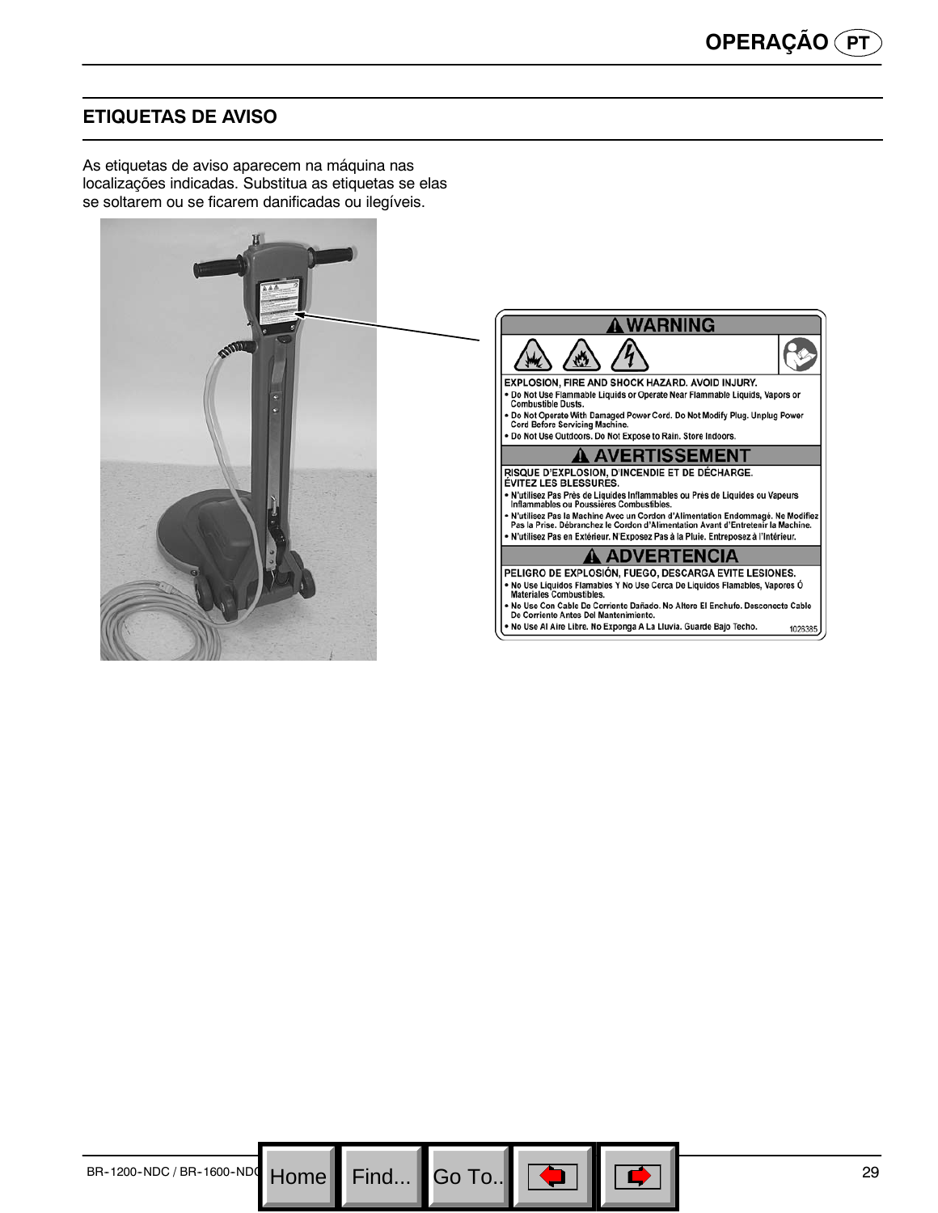## ETIQUETAS DE AVISO

As etiquetas de aviso aparecem na máquina nas localizações indicadas. Substitua as etiquetas se elas se soltarem ou se ficarem danificadas ou ilegíveis.

**⚠ WARNING**

**EXPLOSION, FIRE AND SHOCK HAZARD. AVOID INJURY.**

- Do Not Use Flammable Liquids or Operate Near Flammable Liquids, Vapors or Combustible Dusts.
- Do Not Operate With Damaged Power Cord. Do Not Modify Plug. Unplug Power Cord Before Servicing Machine.
- Do Not Use Outdoors. Do Not Expose to Rain. Store Indoors.

**⚠ AVERTISSEMENT**

**RISQUE D'EXPLOSION, D'INCENDIE ET DE DÉCHARGE. ÉVITEZ LES BLESSURES.**

- N'utilisez Pas Près de Liquides Inflammables ou Près de Liquides ou Vapeurs Inflammables ou Poussières Combustibles.
- N'utilisez Pas la Machine Avec un Cordon d'Alimentation Endommagé. Ne Modifiez Pas la Prise. Débranchez le Cordon d'Alimentation Avant d'Entretenir la Machine.
- N'utilisez Pas en Extérieur. N'Exposez Pas à la Pluie. Entreposez à l'Intérieur.

**⚠ ADVERTENCIA**

**PELIGRO DE EXPLOSIÓN, FUEGO, DESCARGA EVITE LESIONES.**

- No Use Liquidos Flamables Y No Use Cerca De Liquidos Flamables, Vapores Ó Materiales Combustibles.
- No Use Con Cable De Corriente Dañado. No Altere El Enchufe. Desconecte Cable De Corriente Antes Del Mantenimiento.
- No Use Al Aire Libre. No Exponga A La Lluvia. Guarde Bajo Techo.

1026385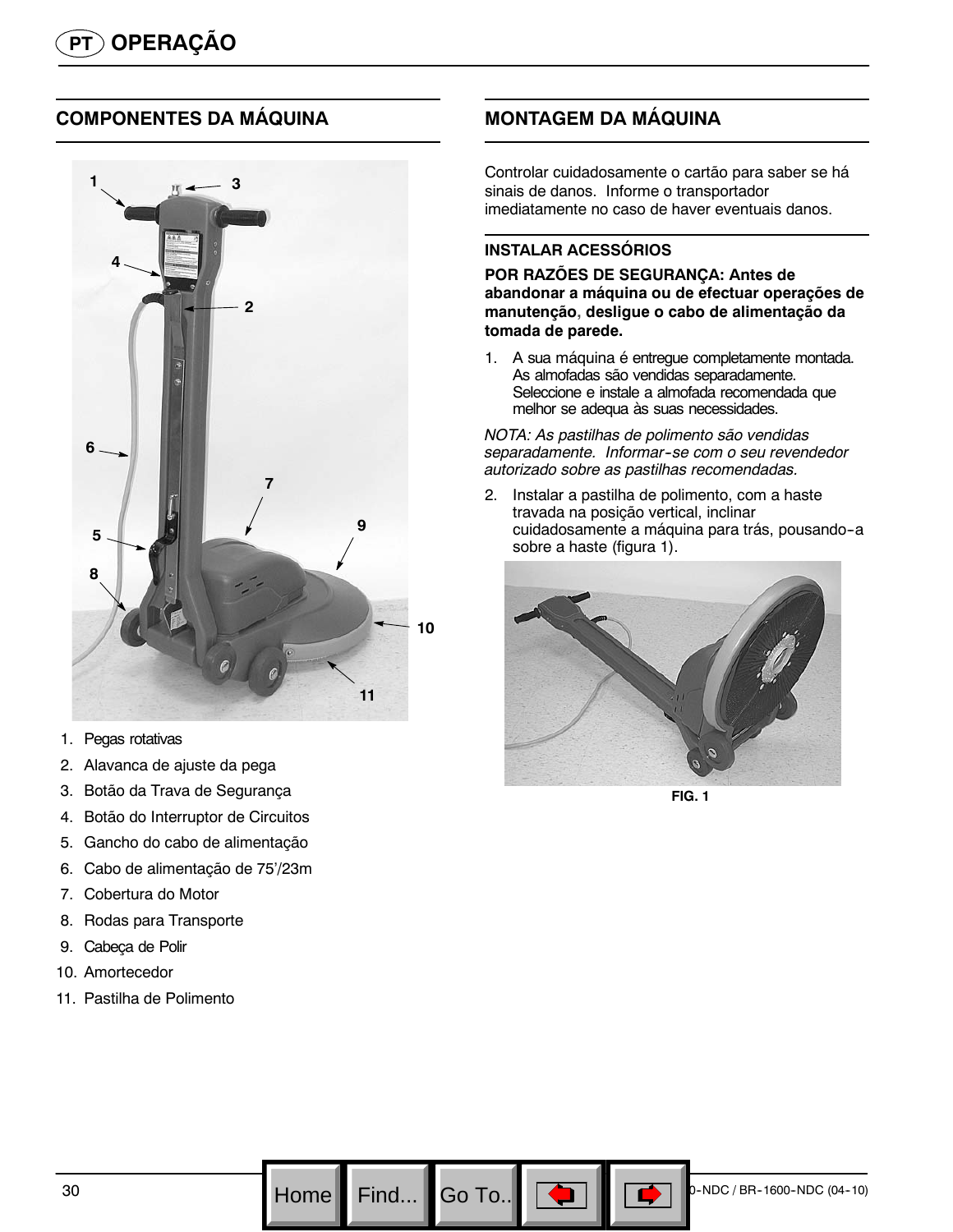# OPERAÇÃO

## COMPONENTES DA MÁQUINA

1. Pegas rotativas
2. Alavanca de ajuste da pega
3. Botão da Trava de Segurança
4. Botão do Interruptor de Circuitos
5. Gancho do cabo de alimentação
6. Cabo de alimentação de 75'/23m
7. Cobertura do Motor
8. Rodas para Transporte
9. Cabeça de Polir
10. Amortecedor
11. Pastilha de Polimento

## MONTAGEM DA MÁQUINA

Controlar cuidadosamente o cartão para saber se há sinais de danos. Informe o transportador imediatamente no caso de haver eventuais danos.

### INSTALAR ACESSÓRIOS

**POR RAZÕES DE SEGURANÇA: Antes de abandonar a máquina ou de efectuar operações de manutenção, desligue o cabo de alimentação da tomada de parede.**

1. A sua máquina é entregue completamente montada. As almofadas são vendidas separadamente. Seleccione e instale a almofada recomendada que melhor se adequa às suas necessidades.

*NOTA: As pastilhas de polimento são vendidas separadamente. Informar-se com o seu revendedor autorizado sobre as pastilhas recomendadas.*

2. Instalar a pastilha de polimento, com a haste travada na posição vertical, inclinar cuidadosamente a máquina para trás, pousando-a sobre a haste (figura 1).

FIG. 1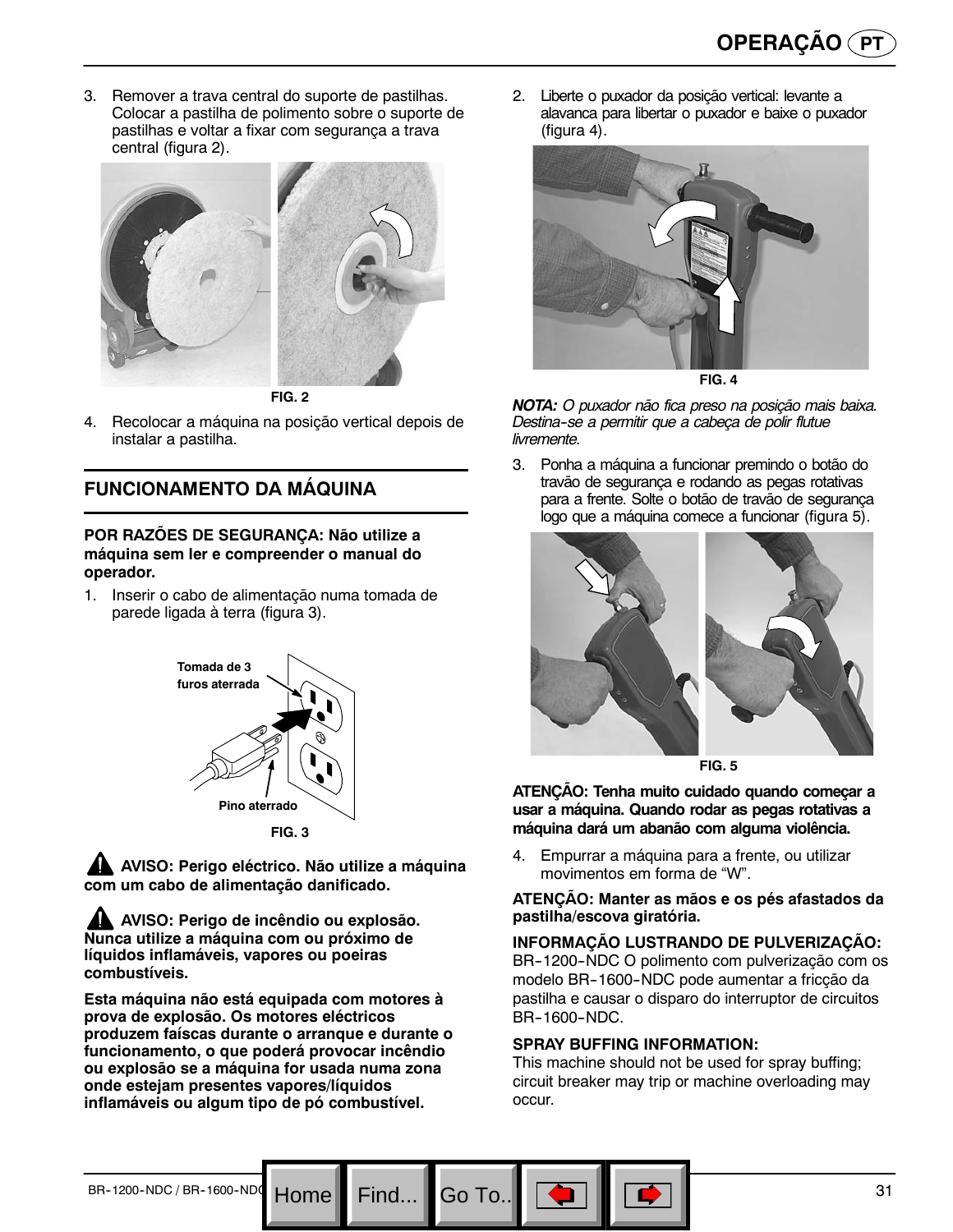3. Remover a trava central do suporte de pastilhas. Colocar a pastilha de polimento sobre o suporte de pastilhas e voltar a fixar com segurança a trava central (figura 2).

FIG. 2

4. Recolocar a máquina na posição vertical depois de instalar a pastilha.

## FUNCIONAMENTO DA MÁQUINA

**POR RAZÕES DE SEGURANÇA: Não utilize a máquina sem ler e compreender o manual do operador.**

1. Inserir o cabo de alimentação numa tomada de parede ligada à terra (figura 3).

Tomada de 3 furos aterrada

Pino aterrado

FIG. 3

**AVISO: Perigo eléctrico. Não utilize a máquina com um cabo de alimentação danificado.**

**AVISO: Perigo de incêndio ou explosão. Nunca utilize a máquina com ou próximo de líquidos inflamáveis, vapores ou poeiras combustíveis.**

**Esta máquina não está equipada com motores à prova de explosão. Os motores eléctricos produzem faíscas durante o arranque e durante o funcionamento, o que poderá provocar incêndio ou explosão se a máquina for usada numa zona onde estejam presentes vapores/líquidos inflamáveis ou algum tipo de pó combustível.**

2. Liberte o puxador da posição vertical: levante a alavanca para libertar o puxador e baixe o puxador (figura 4).

FIG. 4

***NOTA:*** *O puxador não fica preso na posição mais baixa. Destina-se a permitir que a cabeça de polir flutue livremente.*

3. Ponha a máquina a funcionar premindo o botão do travão de segurança e rodando as pegas rotativas para a frente. Solte o botão de travão de segurança logo que a máquina comece a funcionar (figura 5).

FIG. 5

**ATENÇÃO: Tenha muito cuidado quando começar a usar a máquina. Quando rodar as pegas rotativas a máquina dará um abanão com alguma violência.**

4. Empurrar a máquina para a frente, ou utilizar movimentos em forma de "W".

**ATENÇÃO: Manter as mãos e os pés afastados da pastilha/escova giratória.**

**INFORMAÇÃO LUSTRANDO DE PULVERIZAÇÃO:** BR-1200-NDC O polimento com pulverização com os modelo BR-1600-NDC pode aumentar a fricção da pastilha e causar o disparo do interruptor de circuitos BR-1600-NDC.

**SPRAY BUFFING INFORMATION:** This machine should not be used for spray buffing; circuit breaker may trip or machine overloading may occur.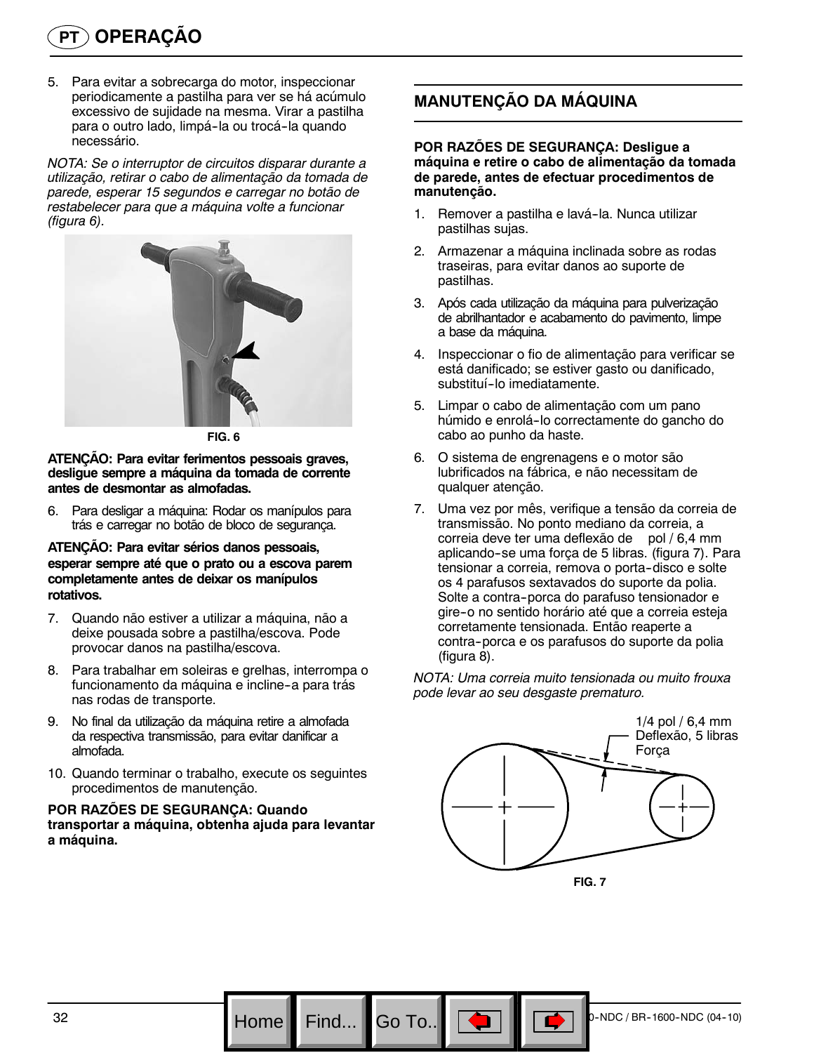# OPERAÇÃO

5. Para evitar a sobrecarga do motor, inspeccionar periodicamente a pastilha para ver se há acúmulo excessivo de sujidade na mesma. Virar a pastilha para o outro lado, limpá-la ou trocá-la quando necessário.

*NOTA: Se o interruptor de circuitos disparar durante a utilização, retirar o cabo de alimentação da tomada de parede, esperar 15 segundos e carregar no botão de restabelecer para que a máquina volte a funcionar (figura 6).*

FIG. 6

**ATENÇÃO: Para evitar ferimentos pessoais graves, desligue sempre a máquina da tomada de corrente antes de desmontar as almofadas.**

6. Para desligar a máquina: Rodar os manípulos para trás e carregar no botão de bloco de segurança.

**ATENÇÃO: Para evitar sérios danos pessoais, esperar sempre até que o prato ou a escova parem completamente antes de deixar os manípulos rotativos.**

7. Quando não estiver a utilizar a máquina, não a deixe pousada sobre a pastilha/escova. Pode provocar danos na pastilha/escova.
8. Para trabalhar em soleiras e grelhas, interrompa o funcionamento da máquina e incline-a para trás nas rodas de transporte.
9. No final da utilização da máquina retire a almofada da respectiva transmissão, para evitar danificar a almofada.
10. Quando terminar o trabalho, execute os seguintes procedimentos de manutenção.

**POR RAZÕES DE SEGURANÇA: Quando transportar a máquina, obtenha ajuda para levantar a máquina.**

## MANUTENÇÃO DA MÁQUINA

**POR RAZÕES DE SEGURANÇA: Desligue a máquina e retire o cabo de alimentação da tomada de parede, antes de efectuar procedimentos de manutenção.**

1. Remover a pastilha e lavá-la. Nunca utilizar pastilhas sujas.
2. Armazenar a máquina inclinada sobre as rodas traseiras, para evitar danos ao suporte de pastilhas.
3. Após cada utilização da máquina para pulverização de abrilhantador e acabamento do pavimento, limpe a base da máquina.
4. Inspeccionar o fio de alimentação para verificar se está danificado; se estiver gasto ou danificado, substituí-lo imediatamente.
5. Limpar o cabo de alimentação com um pano húmido e enrolá-lo correctamente do gancho do cabo ao punho da haste.
6. O sistema de engrenagens e o motor são lubrificados na fábrica, e não necessitam de qualquer atenção.
7. Uma vez por mês, verifique a tensão da correia de transmissão. No ponto mediano da correia, a correia deve ter uma deflexão de pol / 6,4 mm aplicando-se uma força de 5 libras. (figura 7). Para tensionar a correia, remova o porta-disco e solte os 4 parafusos sextavados do suporte da polia. Solte a contra-porca do parafuso tensionador e gire-o no sentido horário até que a correia esteja corretamente tensionada. Então reaperte a contra-porca e os parafusos do suporte da polia (figura 8).

*NOTA: Uma correia muito tensionada ou muito frouxa pode levar ao seu desgaste prematuro.*

1/4 pol / 6,4 mm
Deflexão, 5 libras
Força

FIG. 7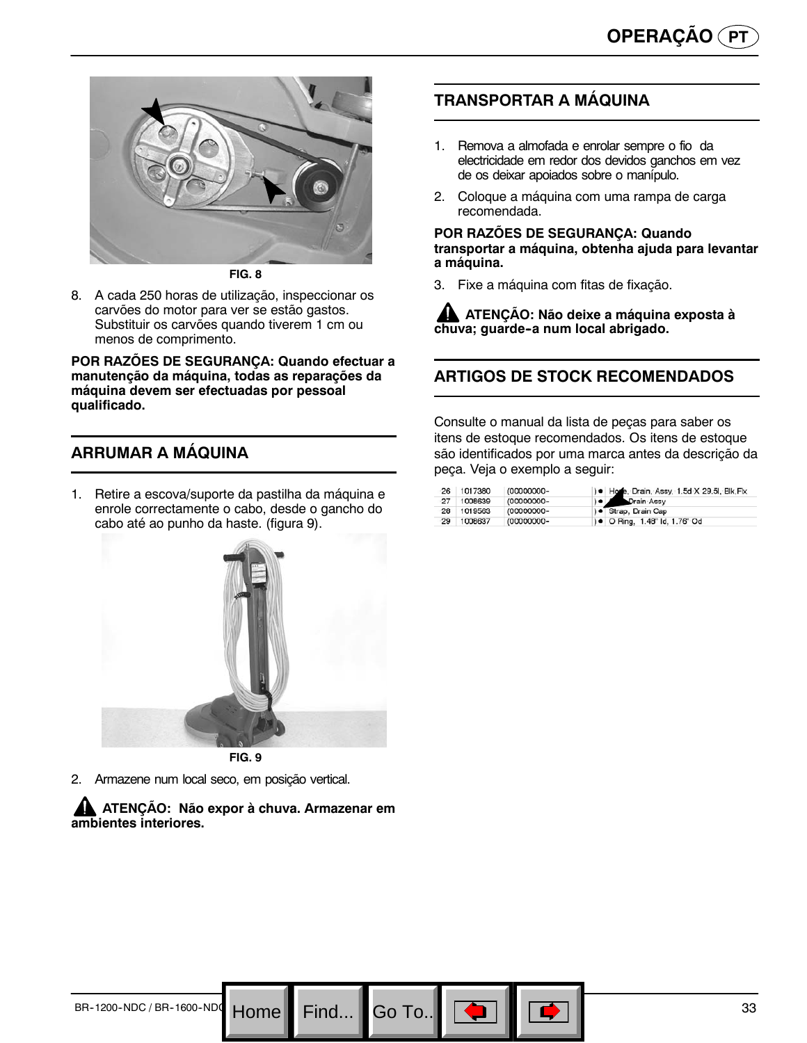FIG. 8

8. A cada 250 horas de utilização, inspeccionar os carvões do motor para ver se estão gastos. Substituir os carvões quando tiverem 1 cm ou menos de comprimento.

**POR RAZÕES DE SEGURANÇA: Quando efectuar a manutenção da máquina, todas as reparações da máquina devem ser efectuadas por pessoal qualificado.**

## ARRUMAR A MÁQUINA

1. Retire a escova/suporte da pastilha da máquina e enrole correctamente o cabo, desde o gancho do cabo até ao punho da haste. (figura 9).

FIG. 9

2. Armazene num local seco, em posição vertical.

**ATENÇÃO: Não expor à chuva. Armazenar em ambientes interiores.**

## TRANSPORTAR A MÁQUINA

1. Remova a almofada e enrolar sempre o fio da electricidade em redor dos devidos ganchos em vez de os deixar apoiados sobre o manípulo.
2. Coloque a máquina com uma rampa de carga recomendada.

**POR RAZÕES DE SEGURANÇA: Quando transportar a máquina, obtenha ajuda para levantar a máquina.**

3. Fixe a máquina com fitas de fixação.

**ATENÇÃO: Não deixe a máquina exposta à chuva; guarde-a num local abrigado.**

## ARTIGOS DE STOCK RECOMENDADOS

Consulte o manual da lista de peças para saber os itens de estoque recomendados. Os itens de estoque são identificados por uma marca antes da descrição da peça. Veja o exemplo a seguir:

| | | | | |
|---|---|---|---|---|
| 26 | 1017380 | (00000000- | ) ● | Hose, Drain, Assy, 1.5d X 29.5l, Blk Flx |
| 27 | 1008639 | (00000000- | ) ● | Drain Assy |
| 28 | 1019563 | (00000000- | ) ● | Strap, Drain Cap |
| 29 | 1008637 | (00000000- | ) ● | O Ring, 1.48" Id, 1.76" Od |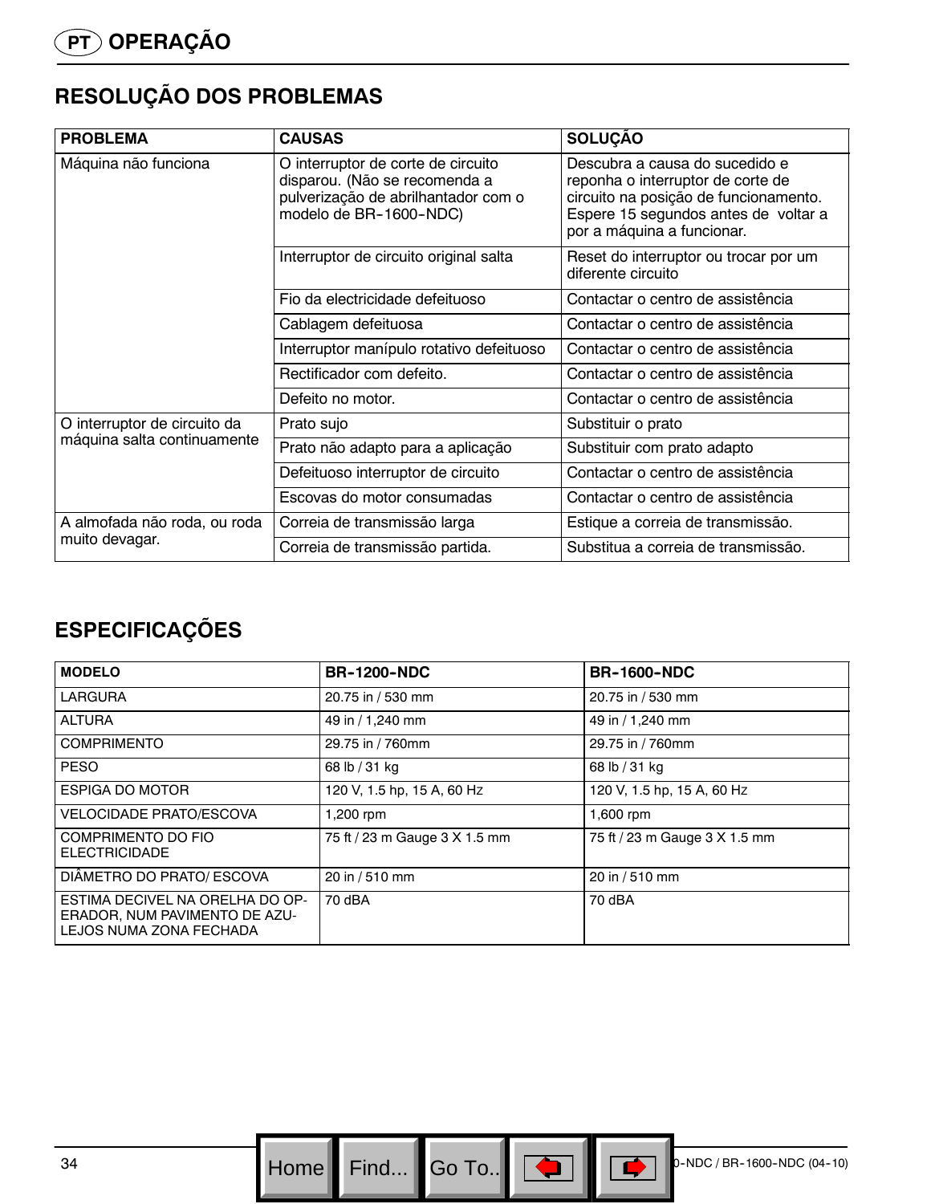# OPERAÇÃO

## RESOLUÇÃO DOS PROBLEMAS

| PROBLEMA | CAUSAS | SOLUÇÃO |
|---|---|---|
| Máquina não funciona | O interruptor de corte de circuito disparou. (Não se recomenda a pulverização de abrilhantador com o modelo de BR-1600-NDC) | Descubra a causa do sucedido e reponha o interruptor de corte de circuito na posição de funcionamento. Espere 15 segundos antes de voltar a por a máquina a funcionar. |
| | Interruptor de circuito original salta | Reset do interruptor ou trocar por um diferente circuito |
| | Fio da electricidade defeituoso | Contactar o centro de assistência |
| | Cablagem defeituosa | Contactar o centro de assistência |
| | Interruptor manípulo rotativo defeituoso | Contactar o centro de assistência |
| | Rectificador com defeito. | Contactar o centro de assistência |
| | Defeito no motor. | Contactar o centro de assistência |
| O interruptor de circuito da máquina salta continuamente | Prato sujo | Substituir o prato |
| | Prato não adapto para a aplicação | Substituir com prato adapto |
| | Defeituoso interruptor de circuito | Contactar o centro de assistência |
| | Escovas do motor consumadas | Contactar o centro de assistência |
| A almofada não roda, ou roda muito devagar. | Correia de transmissão larga | Estique a correia de transmissão. |
| | Correia de transmissão partida. | Substitua a correia de transmissão. |

## ESPECIFICAÇÕES

| MODELO | BR-1200-NDC | BR-1600-NDC |
|---|---|---|
| LARGURA | 20.75 in / 530 mm | 20.75 in / 530 mm |
| ALTURA | 49 in / 1,240 mm | 49 in / 1,240 mm |
| COMPRIMENTO | 29.75 in / 760mm | 29.75 in / 760mm |
| PESO | 68 lb / 31 kg | 68 lb / 31 kg |
| ESPIGA DO MOTOR | 120 V, 1.5 hp, 15 A, 60 Hz | 120 V, 1.5 hp, 15 A, 60 Hz |
| VELOCIDADE PRATO/ESCOVA | 1,200 rpm | 1,600 rpm |
| COMPRIMENTO DO FIO ELECTRICIDADE | 75 ft / 23 m Gauge 3 X 1.5 mm | 75 ft / 23 m Gauge 3 X 1.5 mm |
| DIÂMETRO DO PRATO/ ESCOVA | 20 in / 510 mm | 20 in / 510 mm |
| ESTIMA DECIVEL NA ORELHA DO OPERADOR, NUM PAVIMENTO DE AZULEJOS NUMA ZONA FECHADA | 70 dBA | 70 dBA |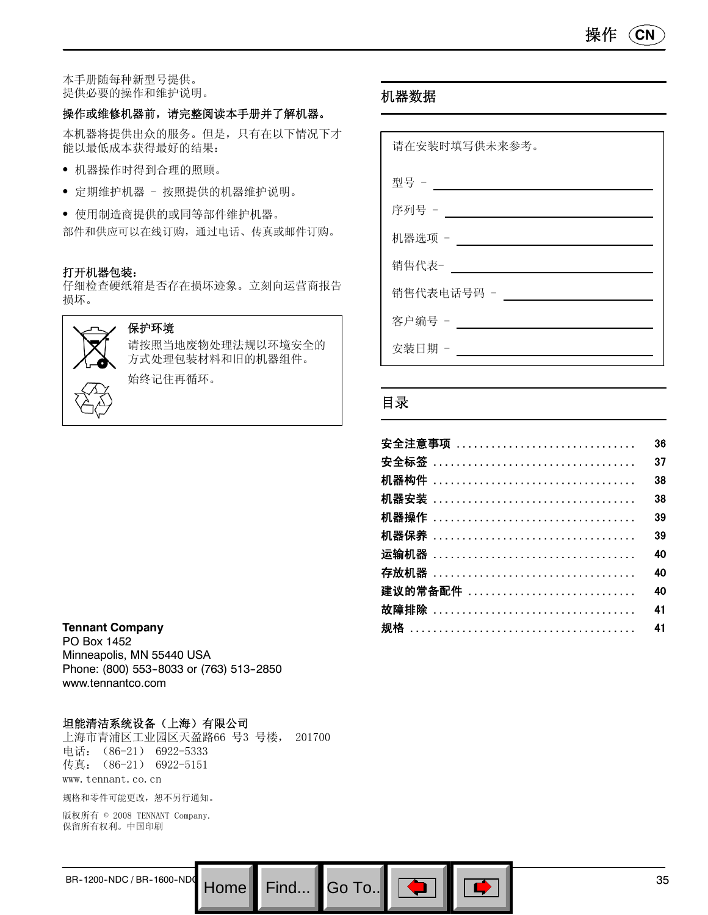本手册随每种新型号提供。
提供必要的操作和维护说明。

**操作或维修机器前，请完整阅读本手册并了解机器。**

本机器将提供出众的服务。但是，只有在以下情况下才能以最低成本获得最好的结果：

- 机器操作时得到合理的照顾。
- 定期维护机器 – 按照提供的机器维护说明。
- 使用制造商提供的或同等部件维护机器。

部件和供应可以在线订购，通过电话、传真或邮件订购。

**打开机器包装：**
仔细检查硬纸箱是否存在损坏迹象。立刻向运营商报告损坏。

**保护环境**

请按照当地废物处理法规以环境安全的方式处理包装材料和旧的机器组件。

始终记住再循环。

**Tennant Company**
PO Box 1452
Minneapolis, MN 55440 USA
Phone: (800) 553-8033 or (763) 513-2850
www.tennantco.com

**坦能清洁系统设备（上海）有限公司**
上海市青浦区工业园区天盈路66 号3 号楼， 201700
电话：（86-21） 6922-5333
传真：（86-21） 6922-5151
www.tennant.co.cn

规格和零件可能更改，恕不另行通知。

版权所有 © 2008 TENNANT Company.
保留所有权利。中国印刷

## 机器数据

请在安装时填写供未来参考。

型号 – ____________________

序列号 – ____________________

机器选项 – ____________________

销售代表– ____________________

销售代表电话号码 – ____________________

客户编号 – ____________________

安装日期 – ____________________

## 目录

| | |
|---|---|
| **安全注意事项** | 36 |
| **安全标签** | 37 |
| **机器构件** | 38 |
| **机器安装** | 38 |
| **机器操作** | 39 |
| **机器保养** | 39 |
| **运输机器** | 40 |
| **存放机器** | 40 |
| **建议的常备配件** | 40 |
| **故障排除** | 41 |
| **规格** | 41 |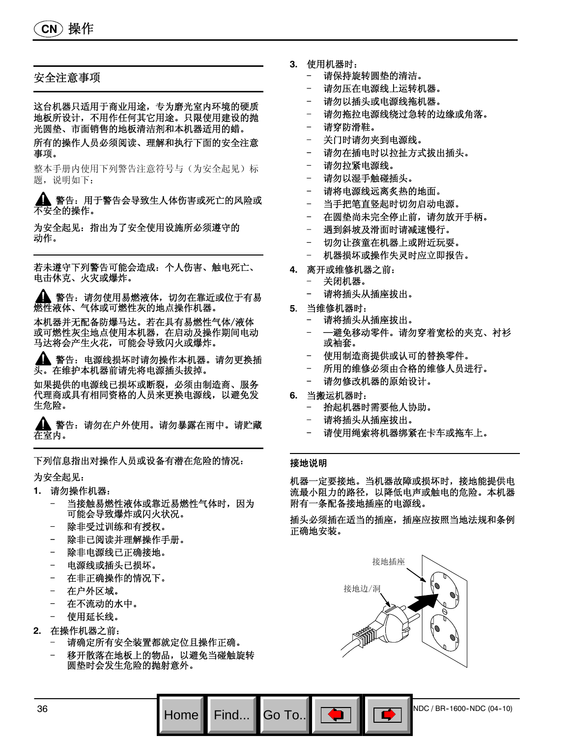## 安全注意事项

这台机器只适用于商业用途，专为磨光室内环境的硬质地板所设计，不用作任何其它用途。只限使用建设的抛光圆垫、市面销售的地板清洁剂和本机器适用的蜡。

所有的操作人员必须阅读、理解和执行下面的安全注意事项。

整本手册内使用下列警告注意符号与（为安全起见）标题，说明如下：

⚠ 警告：用于警告会导致生人体伤害或死亡的风险或不安全的操作。

为安全起见：指出为了安全使用设施所必须遵守的动作。

---

若未遵守下列警告可能会造成：个人伤害、触电死亡、电击休克、火灾或爆炸。

⚠ 警告：请勿使用易燃液体，切勿在靠近或位于有易燃性液体、气体或可燃性灰的地点操作机器。

本机器并无配备防爆马达。若在具有易燃性气体/液体或可燃性灰尘地点使用本机器，在启动及操作期间电动马达将会产生火花，可能会导致闪火或爆炸。

⚠ 警告：电源线损坏时请勿操作本机器。请勿更换插头。在维护本机器前请先将电源插头拔掉。

如果提供的电源线已损坏或断裂，必须由制造商、服务代理商或具有相同资格的人员来更换电源线，以避免发生危险。

⚠ 警告：请勿在户外使用。请勿暴露在雨中。请贮藏在室内。

---

下列信息指出对操作人员或设备有潜在危险的情况：

为安全起见：

1. 请勿操作机器：
   - 当接触易燃性液体或靠近易燃性气体时，因为可能会导致爆炸或闪火状况。
   - 除非受过训练和有授权。
   - 除非已阅读并理解操作手册。
   - 除非电源线已正确接地。
   - 电源线或插头已损坏。
   - 在非正确操作的情况下。
   - 在户外区域。
   - 在不流动的水中。
   - 使用延长线。
2. 在操作机器之前：
   - 请确定所有安全装置都就定位且操作正确。
   - 移开散落在地板上的物品，以避免当碰触旋转圆垫时会发生危险的抛射意外。
3. 使用机器时：
   - 请保持旋转圆垫的清洁。
   - 请勿压在电源线上运转机器。
   - 请勿以插头或电源线拖机器。
   - 请勿拖拉电源线绕过急转的边缘或角落。
   - 请穿防滑鞋。
   - 关门时请勿夹到电源线。
   - 请勿在插电时以拉扯方式拔出插头。
   - 请勿拉紧电源线。
   - 请勿以湿手触碰插头。
   - 请将电源线远离炙热的地面。
   - 当手把笔直竖起时切勿启动电源。
   - 在圆垫尚未完全停止前，请勿放开手柄。
   - 遇到斜坡及滑面时请减速慢行。
   - 切勿让孩童在机器上或附近玩耍。
   - 机器损坏或操作失灵时应立即报告。
4. 离开或维修机器之前：
   - 关闭机器。
   - 请将插头从插座拔出。
5. 当维修机器时：
   - 请将插头从插座拔出。
   - —避免移动零件。请勿穿着宽松的夹克、衬衫或袖套。
   - 使用制造商提供或认可的替换零件。
   - 所用的维修必须由合格的维修人员进行。
   - 请勿修改机器的原始设计。
6. 当搬运机器时：
   - 抬起机器时需要他人协助。
   - 请将插头从插座拔出。
   - 请使用绳索将机器绑紧在卡车或拖车上。

---

**接地说明**

机器一定要接地。当机器故障或损坏时，接地能提供电流最小阻力的路径，以降低电声或触电的危险。本机器附有一条配备接地插座的电源线。

插头必须插在适当的插座，插座应按照当地法规和条例正确地安装。

接地插座

接地边/洞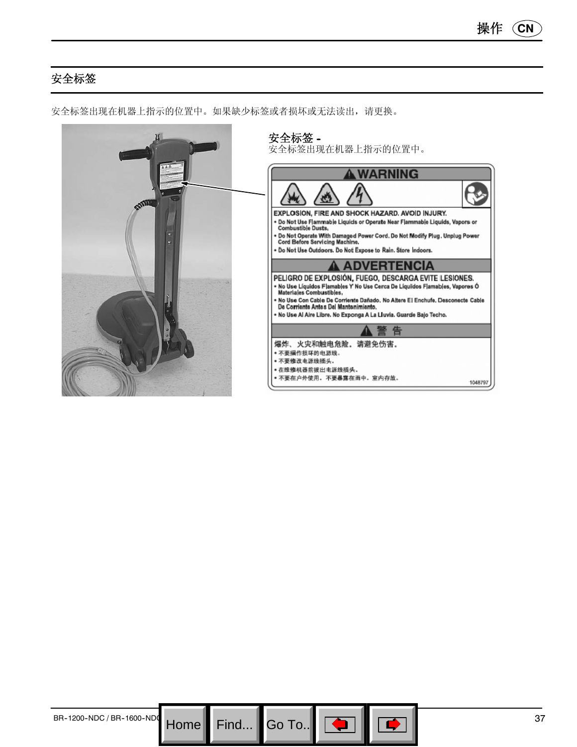## 安全标签

安全标签出现在机器上指示的位置中。如果缺少标签或者损坏或无法读出，请更换。

**安全标签 -**
安全标签出现在机器上指示的位置中。

**WARNING**

EXPLOSION, FIRE AND SHOCK HAZARD. AVOID INJURY.

- Do Not Use Flammable Liquids or Operate Near Flammable Liquids, Vapors or Combustible Dusts.
- Do Not Operate With Damaged Power Cord. Do Not Modify Plug. Unplug Power Cord Before Servicing Machine.
- Do Not Use Outdoors. Do Not Expose to Rain. Store Indoors.

**ADVERTENCIA**

PELIGRO DE EXPLOSIÓN, FUEGO, DESCARGA EVITE LESIONES.

- No Use Líquidos Flamables Y No Use Cerca De Líquidos Flamables, Vapores Ó Materiales Combustibles.
- No Use Con Cable De Corriente Dañado. No Altere El Enchufe. Desconecte Cable De Corriente Antes Del Mantenimiento.
- No Use Al Aire Libre. No Exponga A La Lluvia. Guarde Bajo Techo.

**警 告**

爆炸、火灾和触电危险。请避免伤害。

- 不要操作损坏的电源线。
- 不要修改电源线插头。
- 在维修机器前拔出电源线插头。
- 不要在户外使用。不要暴露在雨中。室内存放。

1048797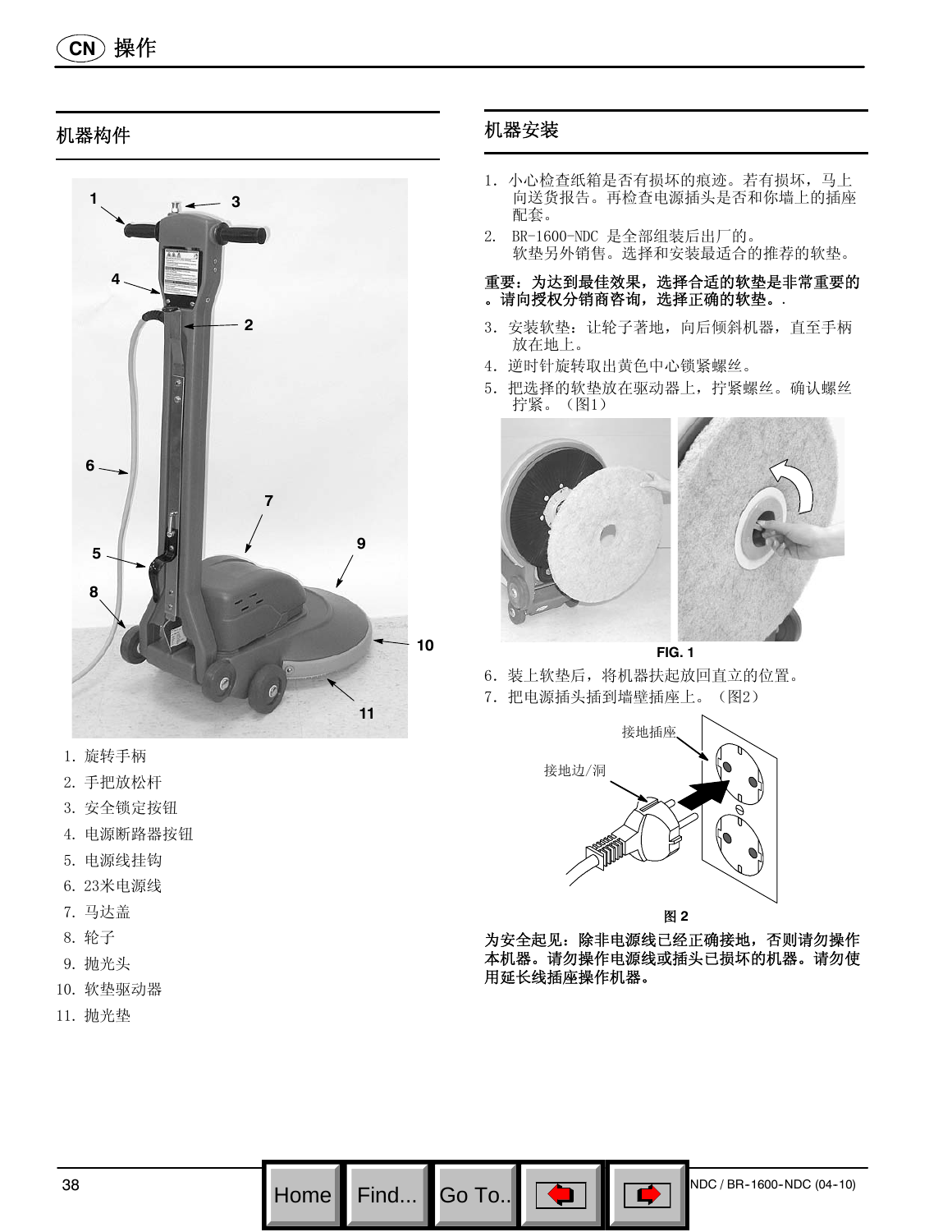# 操作

## 机器构件

1. 旋转手柄
2. 手把放松杆
3. 安全锁定按钮
4. 电源断路器按钮
5. 电源线挂钩
6. 23米电源线
7. 马达盖
8. 轮子
9. 抛光头
10. 软垫驱动器
11. 抛光垫

## 机器安装

1. 小心检查纸箱是否有损坏的痕迹。若有损坏，马上向送货报告。再检查电源插头是否和你墙上的插座配套。
2. BR-1600-NDC 是全部组装后出厂的。
   软垫另外销售。选择和安装最适合的推荐的软垫。

**重要：为达到最佳效果，选择合适的软垫是非常重要的。请向授权分销商咨询，选择正确的软垫。**

3. 安装软垫：让轮子著地，向后倾斜机器，直至手柄放在地上。
4. 逆时针旋转取出黄色中心锁紧螺丝。
5. 把选择的软垫放在驱动器上，拧紧螺丝。确认螺丝拧紧。（图1）

FIG. 1

6. 装上软垫后，将机器扶起放回直立的位置。
7. 把电源插头插到墙壁插座上。（图2）

接地插座

接地边/洞

图 2

**为安全起见：除非电源线已经正确接地，否则请勿操作本机器。请勿操作电源线或插头已损坏的机器。请勿使用延长线插座操作机器。**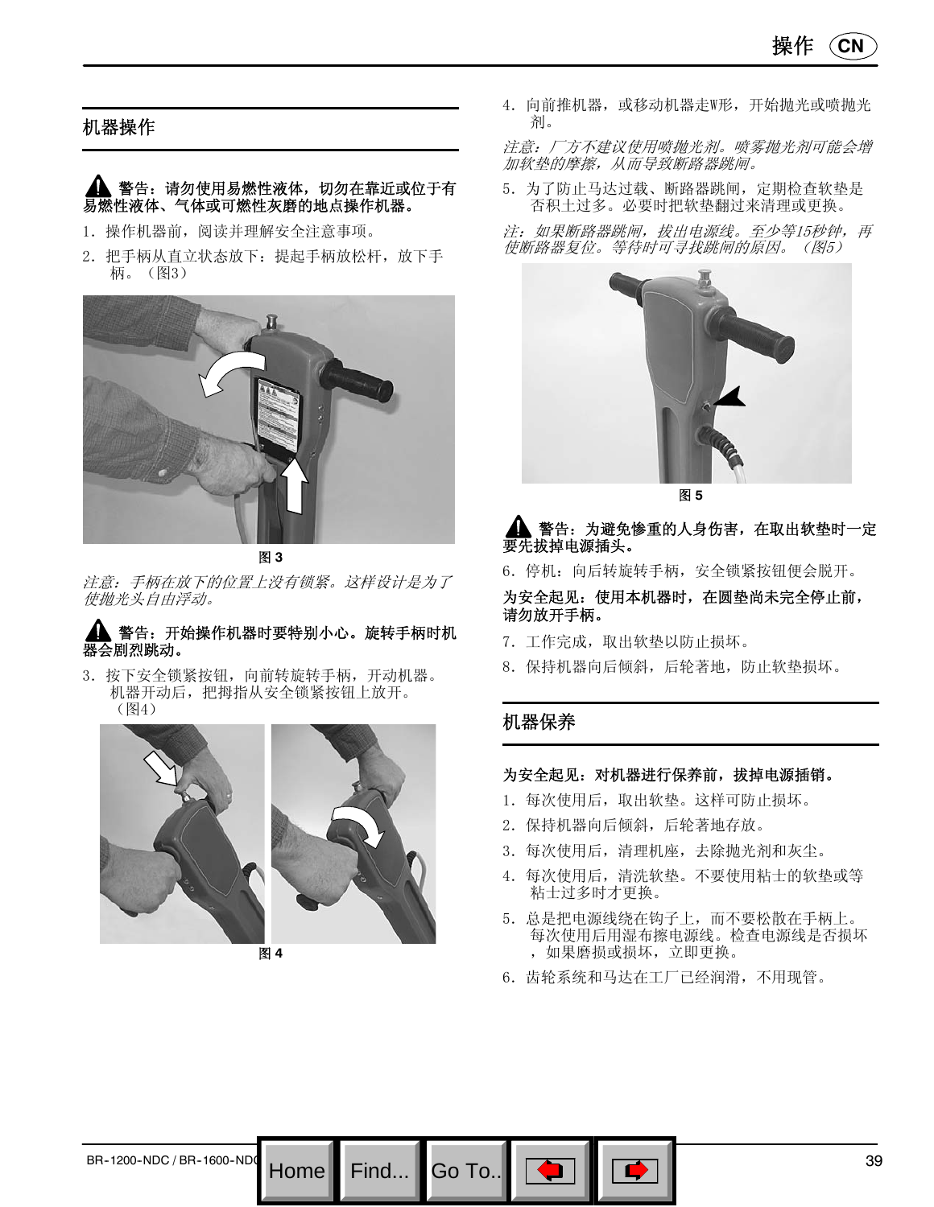## 机器操作

**⚠ 警告：请勿使用易燃性液体，切勿在靠近或位于有易燃性液体、气体或可燃性灰磨的地点操作机器。**

1. 操作机器前，阅读并理解安全注意事项。
2. 把手柄从直立状态放下：提起手柄放松杆，放下手柄。（图3）

图 3

*注意：手柄在放下的位置上没有锁紧。这样设计是为了使抛光头自由浮动。*

**⚠ 警告：开始操作机器时要特别小心。旋转手柄时机器会剧烈跳动。**

3. 按下安全锁紧按钮，向前转旋转手柄，开动机器。机器开动后，把拇指从安全锁紧按钮上放开。（图4）

图 4

4. 向前推机器，或移动机器走W形，开始抛光或喷抛光剂。

*注意：厂方不建议使用喷抛光剂。喷雾抛光剂可能会增加软垫的摩擦，从而导致断路器跳闸。*

5. 为了防止马达过载、断路器跳闸，定期检查软垫是否积土过多。必要时把软垫翻过来清理或更换。

*注：如果断路器跳闸，拔出电源线。至少等15秒钟，再使断路器复位。等待时可寻找跳闸的原因。（图5）*

图 5

**⚠ 警告：为避免惨重的人身伤害，在取出软垫时一定要先拔掉电源插头。**

6. 停机：向后转旋转手柄，安全锁紧按钮便会脱开。

**为安全起见：使用本机器时，在圆垫尚未完全停止前，请勿放开手柄。**

7. 工作完成，取出软垫以防止损坏。
8. 保持机器向后倾斜，后轮著地，防止软垫损坏。

## 机器保养

**为安全起见：对机器进行保养前，拔掉电源插销。**

1. 每次使用后，取出软垫。这样可防止损坏。
2. 保持机器向后倾斜，后轮著地存放。
3. 每次使用后，清理机座，去除抛光剂和灰尘。
4. 每次使用后，清洗软垫。不要使用粘士的软垫或等粘士过多时才更换。
5. 总是把电源线绕在钩子上，而不要松散在手柄上。每次使用后用湿布擦电源线。检查电源线是否损坏，如果磨损或损坏，立即更换。
6. 齿轮系统和马达在工厂已经润滑，不用现管。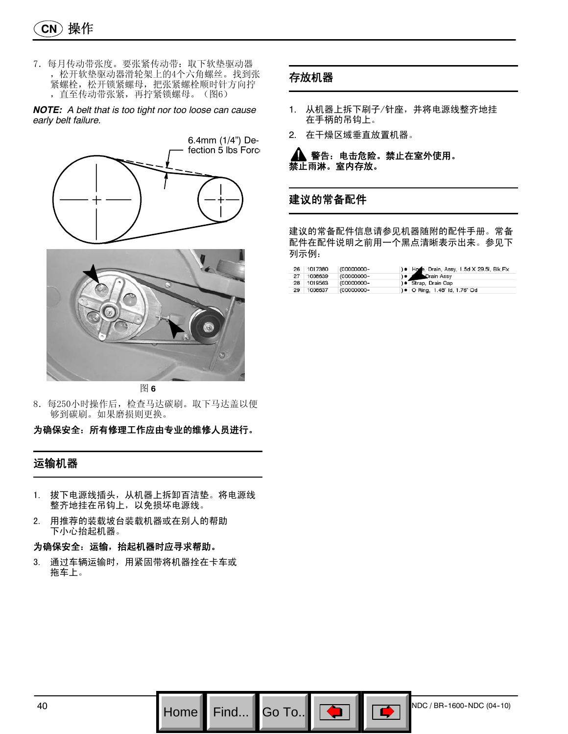7．每月传动带张度。要张紧传动带：取下软垫驱动器，松开软垫驱动器滑轮架上的4个六角螺丝。找到张紧螺栓，松开锁紧螺母，把张紧螺栓顺时针方向拧，直至传动带张紧，再拧紧锁螺母。（图6）

***NOTE:*** *A belt that is too tight nor too loose can cause early belt failure.*

6.4mm (1/4") Deflection 5 lbs Force

图 **6**

8．每250小时操作后，检查马达碳刷。取下马达盖以便够到碳刷。如果磨损则更换。

**为确保安全：所有修理工作应由专业的维修人员进行。**

## 运输机器

1. 拔下电源线插头，从机器上拆卸百洁垫。将电源线整齐地挂在吊钩上，以免损坏电源线。
2. 用推荐的装载坡台装载机器或在别人的帮助下小心抬起机器。

**为确保安全：运输，抬起机器时应寻求帮助。**

3. 通过车辆运输时，用紧固带将机器拴在卡车或拖车上。

## 存放机器

1. 从机器上拆下刷子/针座，并将电源线整齐地挂在手柄的吊钩上。
2. 在干燥区域垂直放置机器。

**⚠ 警告：电击危险。禁止在室外使用。禁止雨淋。室内存放。**

## 建议的常备配件

建议的常备配件信息请参见机器随附的配件手册。常备配件在配件说明之前用一个黑点清晰表示出来。参见下列示例：

| | | | | |
|---|---|---|---|---|
| 26 | 1017380 | (00000000- | )● | Hose, Drain, Assy, 1.5d X 29.5l, Blk,Fix |
| 27 | 1008639 | (00000000- | )● | Drain Assy |
| 28 | 1019563 | (00000000- | )● | Strap, Drain Cap |
| 29 | 1008637 | (00000000- | )● | O Ring, 1.48" Id, 1.76" Od |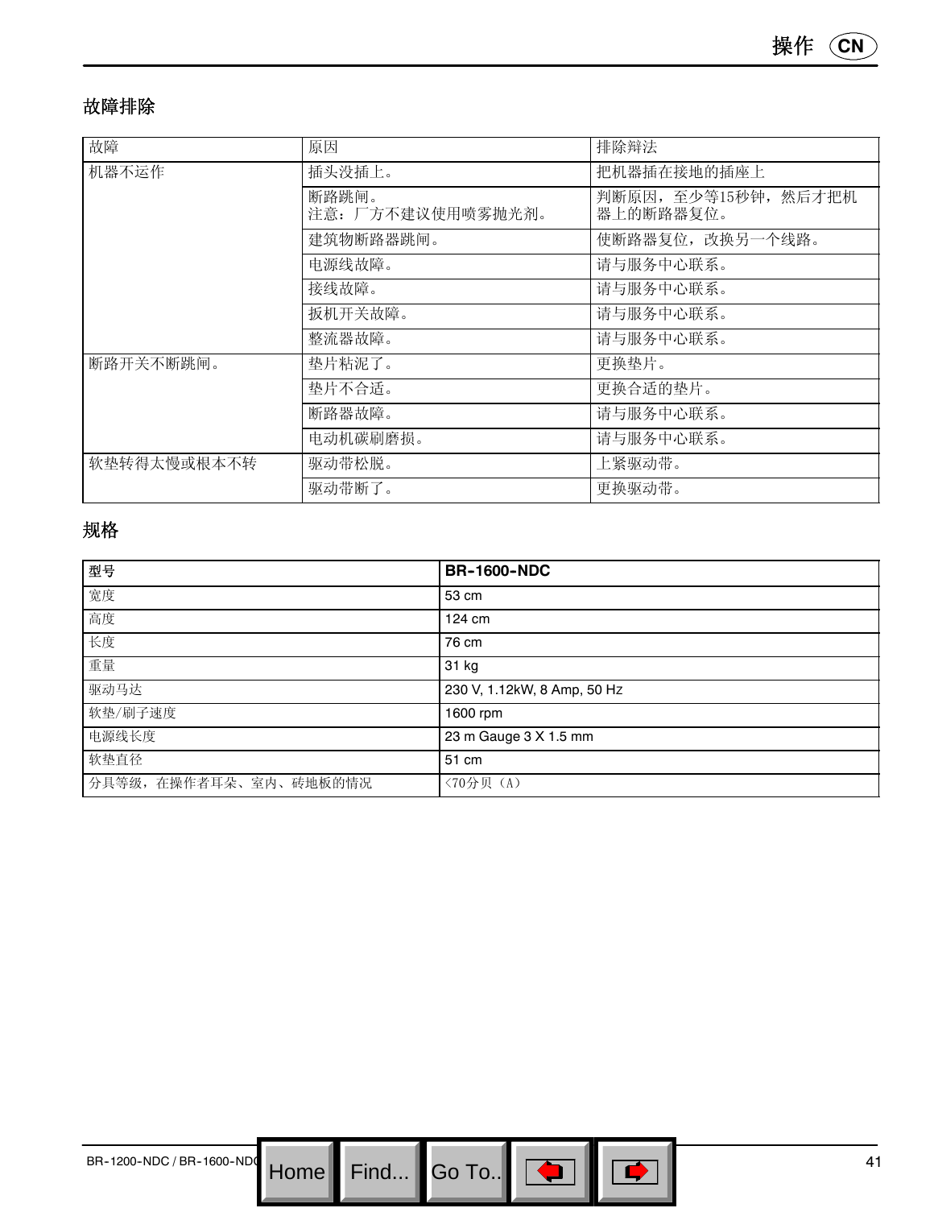## 故障排除

| 故障 | 原因 | 排除辩法 |
|---|---|---|
| 机器不运作 | 插头没插上。 | 把机器插在接地的插座上 |
| | 断路跳闸。<br>注意：厂方不建议使用喷雾抛光剂。 | 判断原因，至少等15秒钟，然后才把机器上的断路器复位。 |
| | 建筑物断路器跳闸。 | 使断路器复位，改换另一个线路。 |
| | 电源线故障。 | 请与服务中心联系。 |
| | 接线故障。 | 请与服务中心联系。 |
| | 扳机开关故障。 | 请与服务中心联系。 |
| | 整流器故障。 | 请与服务中心联系。 |
| 断路开关不断跳闸。 | 垫片粘泥了。 | 更换垫片。 |
| | 垫片不合适。 | 更换合适的垫片。 |
| | 断路器故障。 | 请与服务中心联系。 |
| | 电动机碳刷磨损。 | 请与服务中心联系。 |
| 软垫转得太慢或根本不转 | 驱动带松脱。 | 上紧驱动带。 |
| | 驱动带断了。 | 更换驱动带。 |

## 规格

| 型号 | BR-1600-NDC |
|---|---|
| 宽度 | 53 cm |
| 高度 | 124 cm |
| 长度 | 76 cm |
| 重量 | 31 kg |
| 驱动马达 | 230 V, 1.12kW, 8 Amp, 50 Hz |
| 软垫/刷子速度 | 1600 rpm |
| 电源线长度 | 23 m Gauge 3 X 1.5 mm |
| 软垫直径 | 51 cm |
| 分具等级，在操作者耳朵、室内、砖地板的情况 | <70分贝（A） |